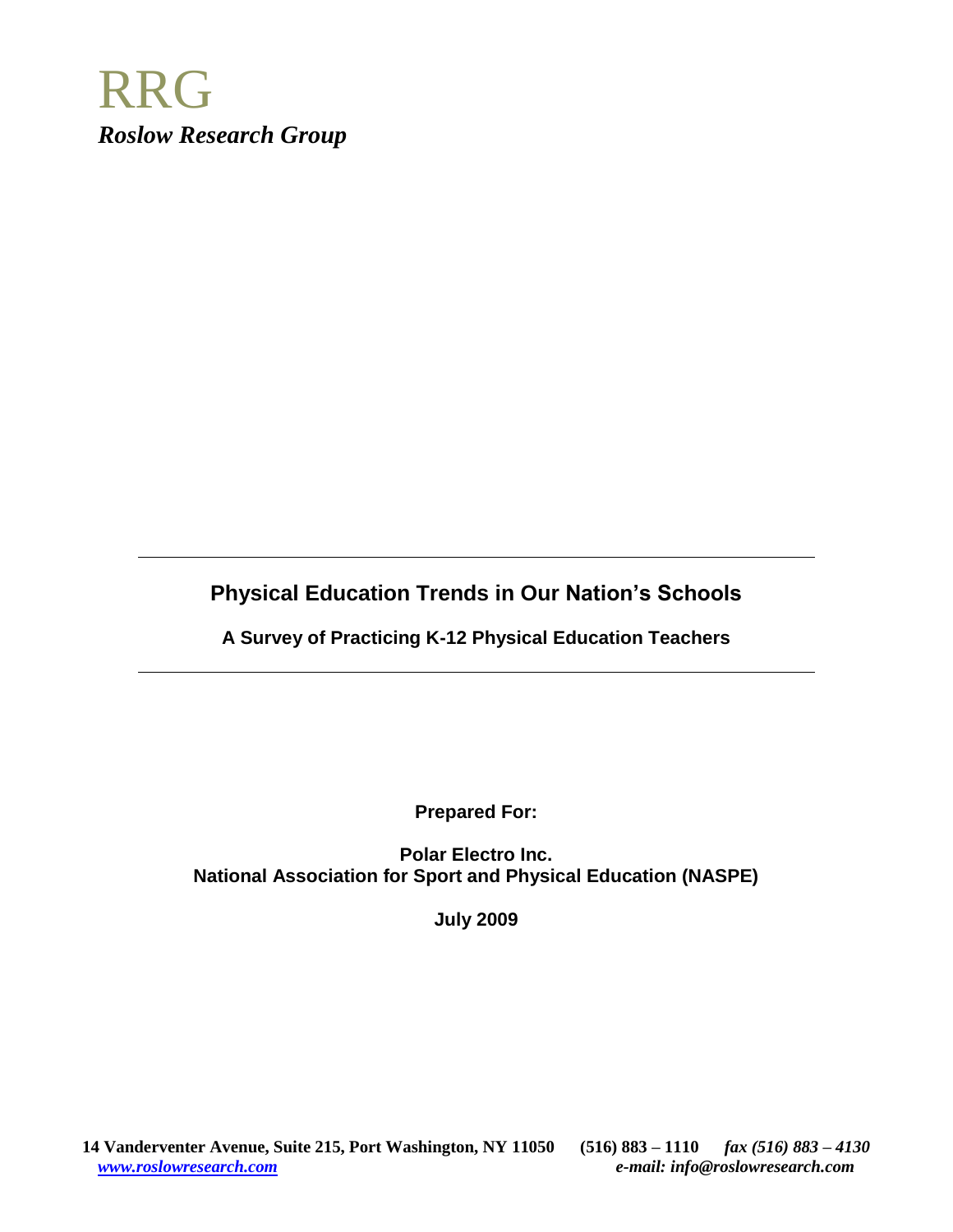RRG

*Roslow Research Group*

---

# Physical Education Trends in Our Nation's Schools

## A Survey of Practicing K-12 Physical Education Teachers

---

**Prepared For:**

**Polar Electro Inc.**
**National Association for Sport and Physical Education (NASPE)**

**July 2009**

**14 Vanderventer Avenue, Suite 215, Port Washington, NY 11050 (516) 883 – 1110** *fax (516) 883 – 4130*
***www.roslowresearch.com*** ***e-mail: info@roslowresearch.com***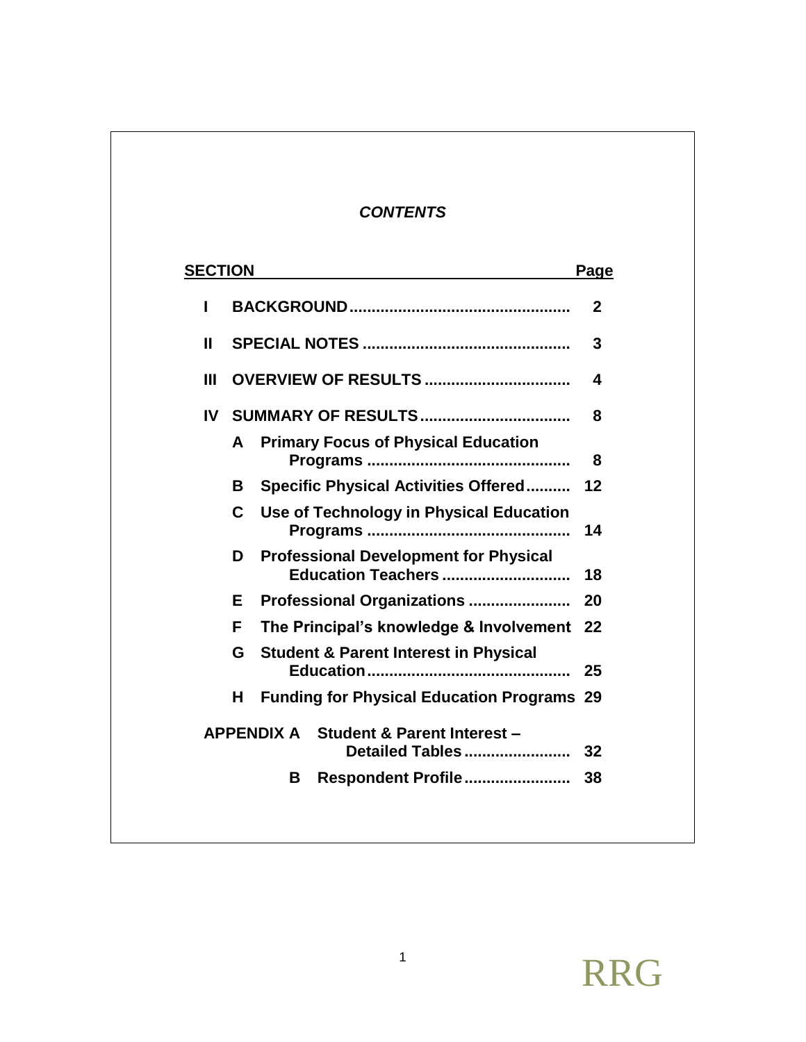# *CONTENTS*

| SECTION | | Page |
|---|---|---|
| I | BACKGROUND | 2 |
| II | SPECIAL NOTES | 3 |
| III | OVERVIEW OF RESULTS | 4 |
| IV | SUMMARY OF RESULTS | 8 |
| | A Primary Focus of Physical Education Programs | 8 |
| | B Specific Physical Activities Offered | 12 |
| | C Use of Technology in Physical Education Programs | 14 |
| | D Professional Development for Physical Education Teachers | 18 |
| | E Professional Organizations | 20 |
| | F The Principal's knowledge & Involvement | 22 |
| | G Student & Parent Interest in Physical Education | 25 |
| | H Funding for Physical Education Programs | 29 |
| APPENDIX A | Student & Parent Interest – Detailed Tables | 32 |
| B | Respondent Profile | 38 |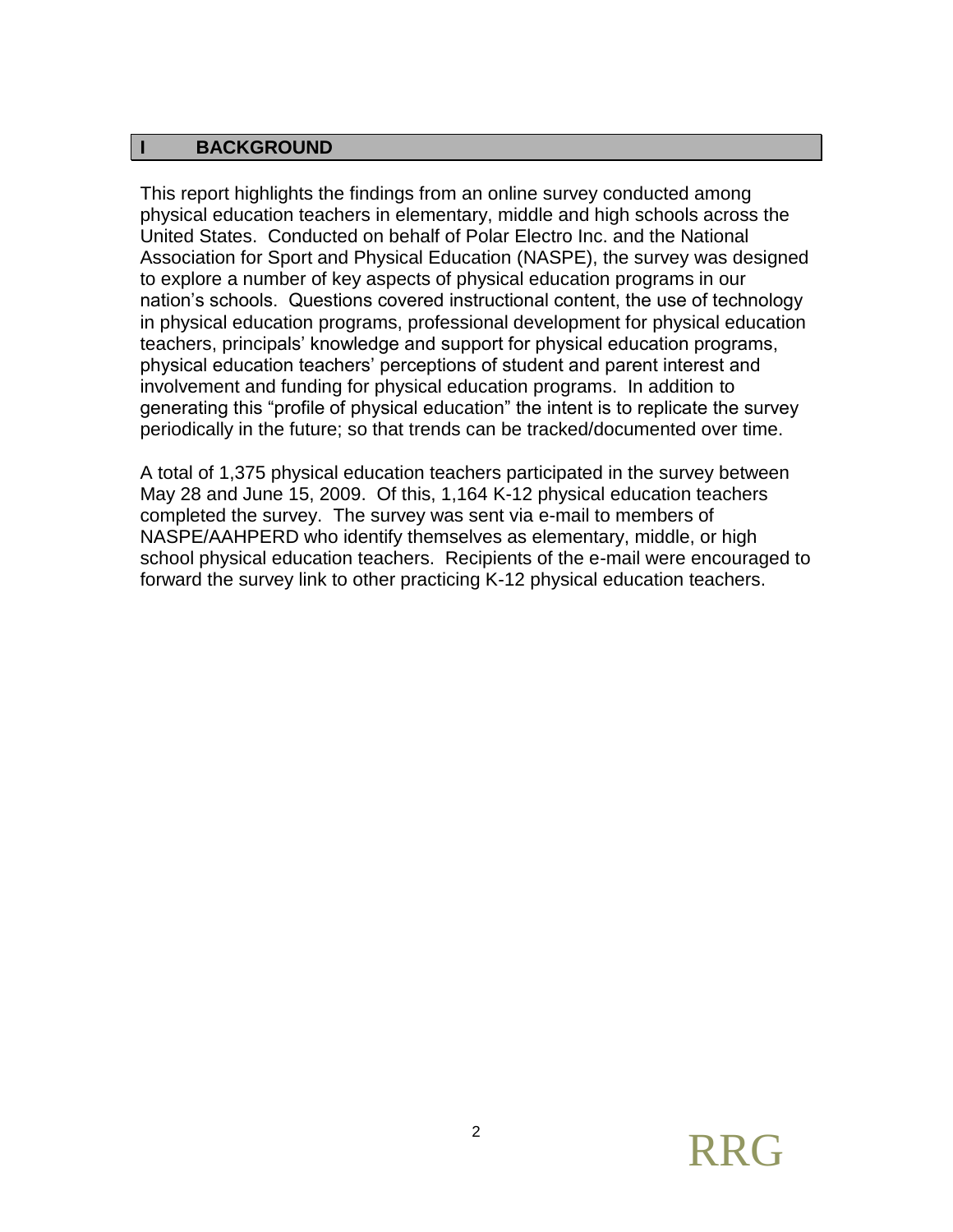## I BACKGROUND

This report highlights the findings from an online survey conducted among physical education teachers in elementary, middle and high schools across the United States. Conducted on behalf of Polar Electro Inc. and the National Association for Sport and Physical Education (NASPE), the survey was designed to explore a number of key aspects of physical education programs in our nation's schools. Questions covered instructional content, the use of technology in physical education programs, professional development for physical education teachers, principals' knowledge and support for physical education programs, physical education teachers' perceptions of student and parent interest and involvement and funding for physical education programs. In addition to generating this "profile of physical education" the intent is to replicate the survey periodically in the future; so that trends can be tracked/documented over time.

A total of 1,375 physical education teachers participated in the survey between May 28 and June 15, 2009. Of this, 1,164 K-12 physical education teachers completed the survey. The survey was sent via e-mail to members of NASPE/AAHPERD who identify themselves as elementary, middle, or high school physical education teachers. Recipients of the e-mail were encouraged to forward the survey link to other practicing K-12 physical education teachers.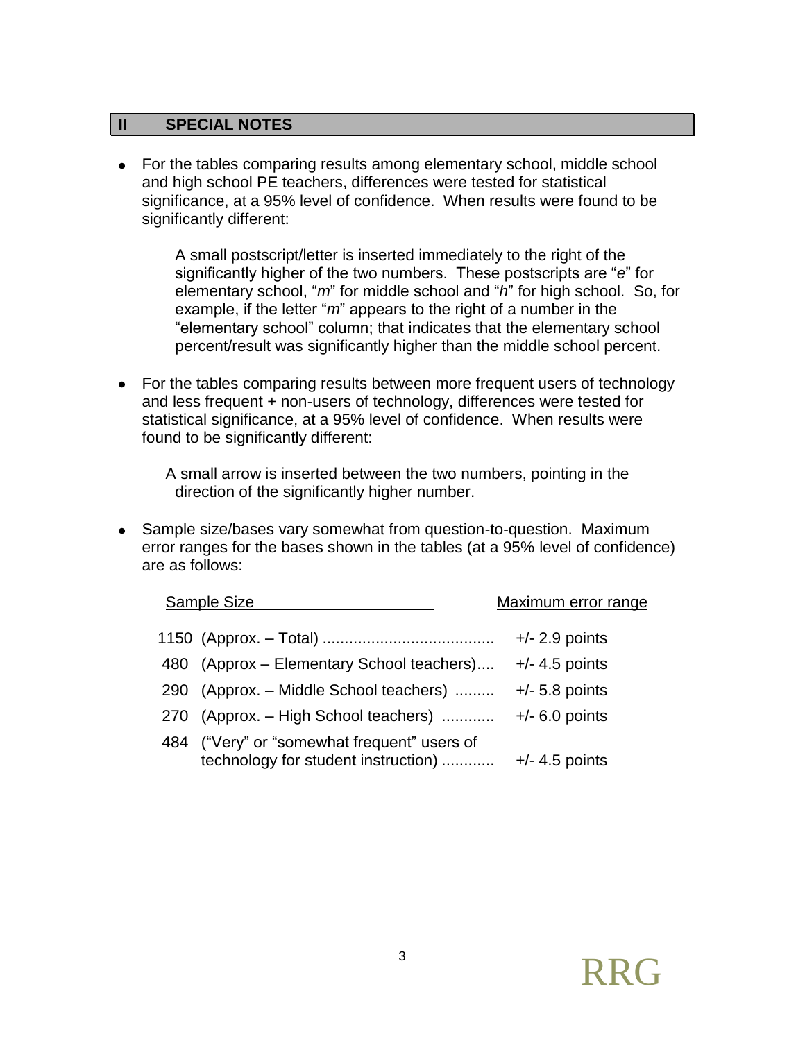## II SPECIAL NOTES

- For the tables comparing results among elementary school, middle school and high school PE teachers, differences were tested for statistical significance, at a 95% level of confidence. When results were found to be significantly different:

  A small postscript/letter is inserted immediately to the right of the significantly higher of the two numbers. These postscripts are "*e*" for elementary school, "*m*" for middle school and "*h*" for high school. So, for example, if the letter "*m*" appears to the right of a number in the "elementary school" column; that indicates that the elementary school percent/result was significantly higher than the middle school percent.

- For the tables comparing results between more frequent users of technology and less frequent + non-users of technology, differences were tested for statistical significance, at a 95% level of confidence. When results were found to be significantly different:

  A small arrow is inserted between the two numbers, pointing in the direction of the significantly higher number.

- Sample size/bases vary somewhat from question-to-question. Maximum error ranges for the bases shown in the tables (at a 95% level of confidence) are as follows:

| Sample Size | Maximum error range |
|---|---|
| 1150 (Approx. – Total) | +/- 2.9 points |
| 480 (Approx – Elementary School teachers) | +/- 4.5 points |
| 290 (Approx. – Middle School teachers) | +/- 5.8 points |
| 270 (Approx. – High School teachers) | +/- 6.0 points |
| 484 ("Very" or "somewhat frequent" users of technology for student instruction) | +/- 4.5 points |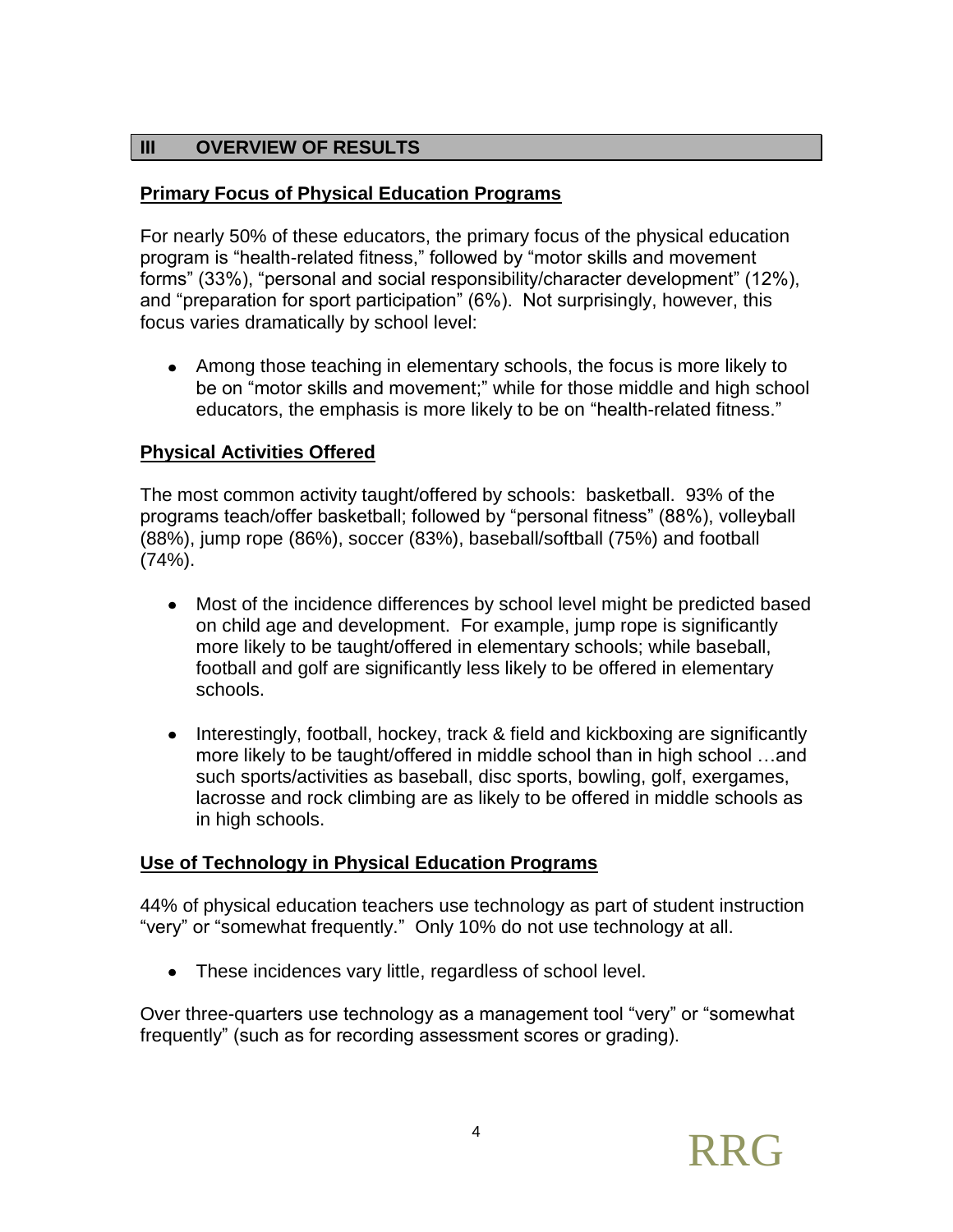## III OVERVIEW OF RESULTS

### Primary Focus of Physical Education Programs

For nearly 50% of these educators, the primary focus of the physical education program is "health-related fitness," followed by "motor skills and movement forms" (33%), "personal and social responsibility/character development" (12%), and "preparation for sport participation" (6%). Not surprisingly, however, this focus varies dramatically by school level:

- Among those teaching in elementary schools, the focus is more likely to be on "motor skills and movement;" while for those middle and high school educators, the emphasis is more likely to be on "health-related fitness."

### Physical Activities Offered

The most common activity taught/offered by schools: basketball. 93% of the programs teach/offer basketball; followed by "personal fitness" (88%), volleyball (88%), jump rope (86%), soccer (83%), baseball/softball (75%) and football (74%).

- Most of the incidence differences by school level might be predicted based on child age and development. For example, jump rope is significantly more likely to be taught/offered in elementary schools; while baseball, football and golf are significantly less likely to be offered in elementary schools.

- Interestingly, football, hockey, track & field and kickboxing are significantly more likely to be taught/offered in middle school than in high school …and such sports/activities as baseball, disc sports, bowling, golf, exergames, lacrosse and rock climbing are as likely to be offered in middle schools as in high schools.

### Use of Technology in Physical Education Programs

44% of physical education teachers use technology as part of student instruction "very" or "somewhat frequently." Only 10% do not use technology at all.

- These incidences vary little, regardless of school level.

Over three-quarters use technology as a management tool "very" or "somewhat frequently" (such as for recording assessment scores or grading).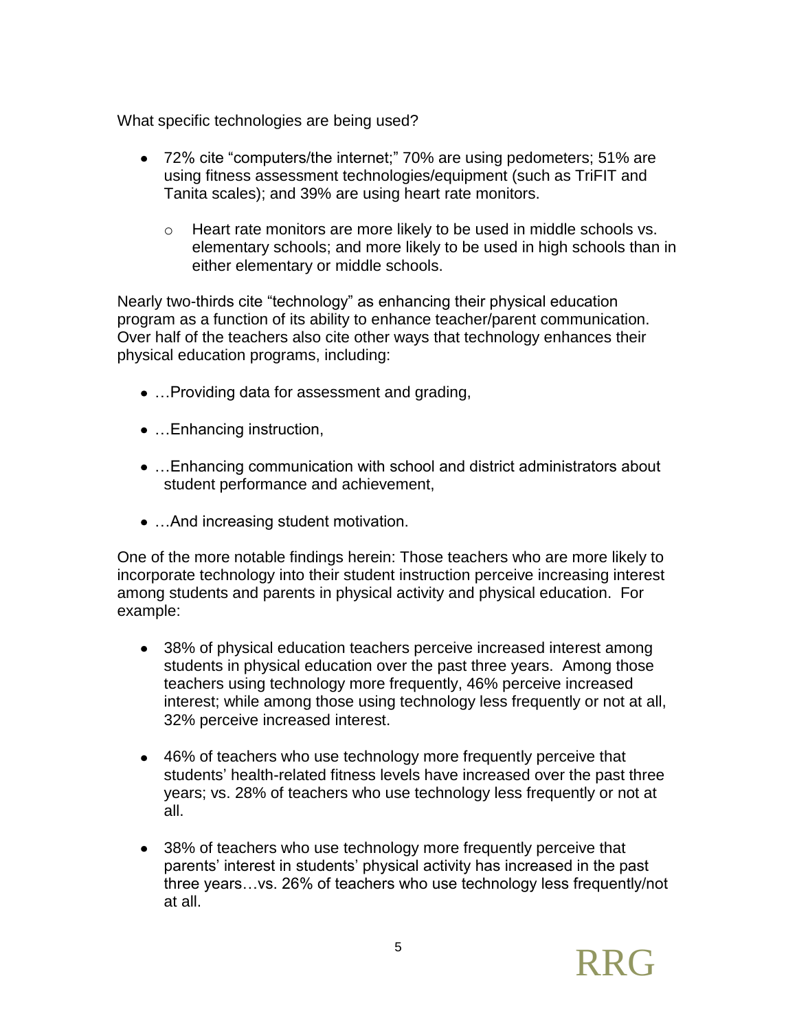What specific technologies are being used?

- 72% cite "computers/the internet;" 70% are using pedometers; 51% are using fitness assessment technologies/equipment (such as TriFIT and Tanita scales); and 39% are using heart rate monitors.
  - Heart rate monitors are more likely to be used in middle schools vs. elementary schools; and more likely to be used in high schools than in either elementary or middle schools.

Nearly two-thirds cite "technology" as enhancing their physical education program as a function of its ability to enhance teacher/parent communication. Over half of the teachers also cite other ways that technology enhances their physical education programs, including:

- …Providing data for assessment and grading,
- …Enhancing instruction,
- …Enhancing communication with school and district administrators about student performance and achievement,
- …And increasing student motivation.

One of the more notable findings herein: Those teachers who are more likely to incorporate technology into their student instruction perceive increasing interest among students and parents in physical activity and physical education. For example:

- 38% of physical education teachers perceive increased interest among students in physical education over the past three years. Among those teachers using technology more frequently, 46% perceive increased interest; while among those using technology less frequently or not at all, 32% perceive increased interest.
- 46% of teachers who use technology more frequently perceive that students' health-related fitness levels have increased over the past three years; vs. 28% of teachers who use technology less frequently or not at all.
- 38% of teachers who use technology more frequently perceive that parents' interest in students' physical activity has increased in the past three years…vs. 26% of teachers who use technology less frequently/not at all.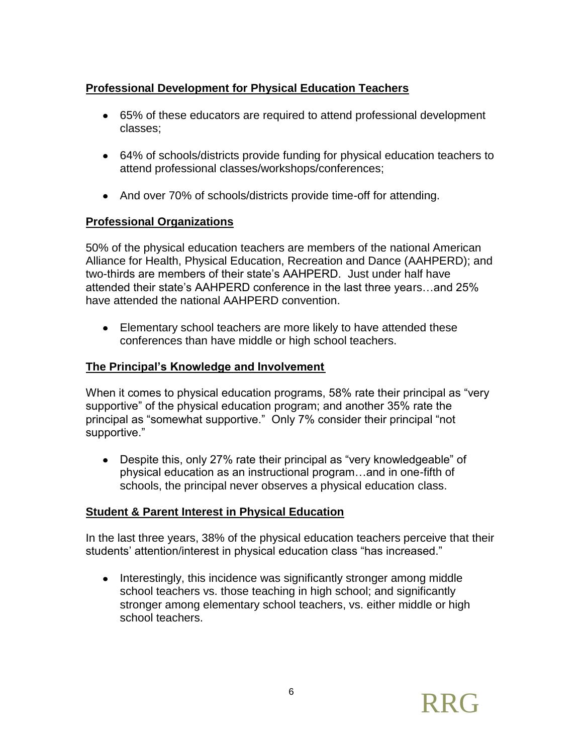## Professional Development for Physical Education Teachers

- 65% of these educators are required to attend professional development classes;
- 64% of schools/districts provide funding for physical education teachers to attend professional classes/workshops/conferences;
- And over 70% of schools/districts provide time-off for attending.

## Professional Organizations

50% of the physical education teachers are members of the national American Alliance for Health, Physical Education, Recreation and Dance (AAHPERD); and two-thirds are members of their state's AAHPERD. Just under half have attended their state's AAHPERD conference in the last three years…and 25% have attended the national AAHPERD convention.

- Elementary school teachers are more likely to have attended these conferences than have middle or high school teachers.

## The Principal's Knowledge and Involvement

When it comes to physical education programs, 58% rate their principal as "very supportive" of the physical education program; and another 35% rate the principal as "somewhat supportive." Only 7% consider their principal "not supportive."

- Despite this, only 27% rate their principal as "very knowledgeable" of physical education as an instructional program…and in one-fifth of schools, the principal never observes a physical education class.

## Student & Parent Interest in Physical Education

In the last three years, 38% of the physical education teachers perceive that their students' attention/interest in physical education class "has increased."

- Interestingly, this incidence was significantly stronger among middle school teachers vs. those teaching in high school; and significantly stronger among elementary school teachers, vs. either middle or high school teachers.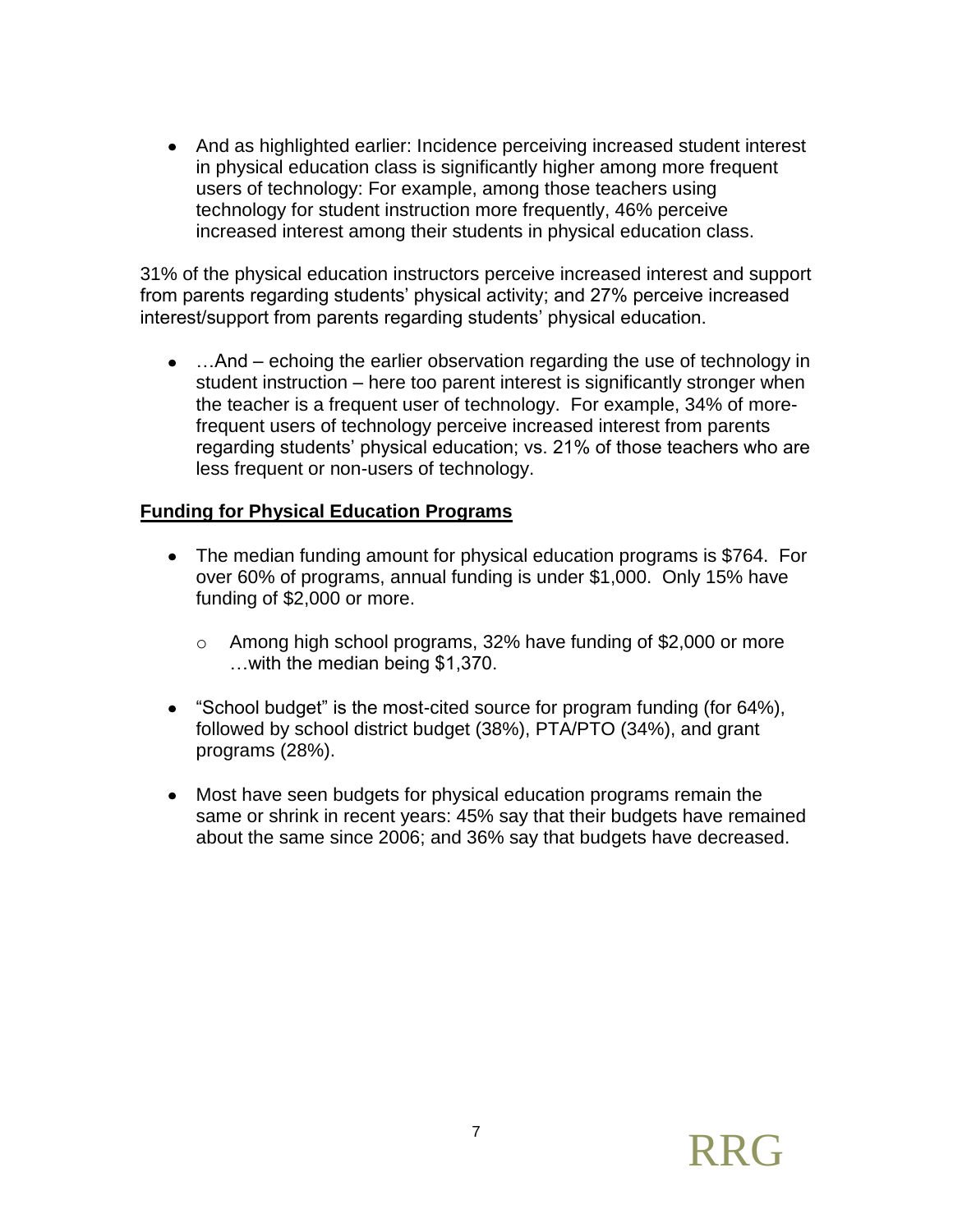- And as highlighted earlier: Incidence perceiving increased student interest in physical education class is significantly higher among more frequent users of technology: For example, among those teachers using technology for student instruction more frequently, 46% perceive increased interest among their students in physical education class.

31% of the physical education instructors perceive increased interest and support from parents regarding students' physical activity; and 27% perceive increased interest/support from parents regarding students' physical education.

- …And – echoing the earlier observation regarding the use of technology in student instruction – here too parent interest is significantly stronger when the teacher is a frequent user of technology. For example, 34% of more-frequent users of technology perceive increased interest from parents regarding students' physical education; vs. 21% of those teachers who are less frequent or non-users of technology.

**Funding for Physical Education Programs**

- The median funding amount for physical education programs is $764. For over 60% of programs, annual funding is under $1,000. Only 15% have funding of $2,000 or more.
  - Among high school programs, 32% have funding of $2,000 or more …with the median being $1,370.
- "School budget" is the most-cited source for program funding (for 64%), followed by school district budget (38%), PTA/PTO (34%), and grant programs (28%).
- Most have seen budgets for physical education programs remain the same or shrink in recent years: 45% say that their budgets have remained about the same since 2006; and 36% say that budgets have decreased.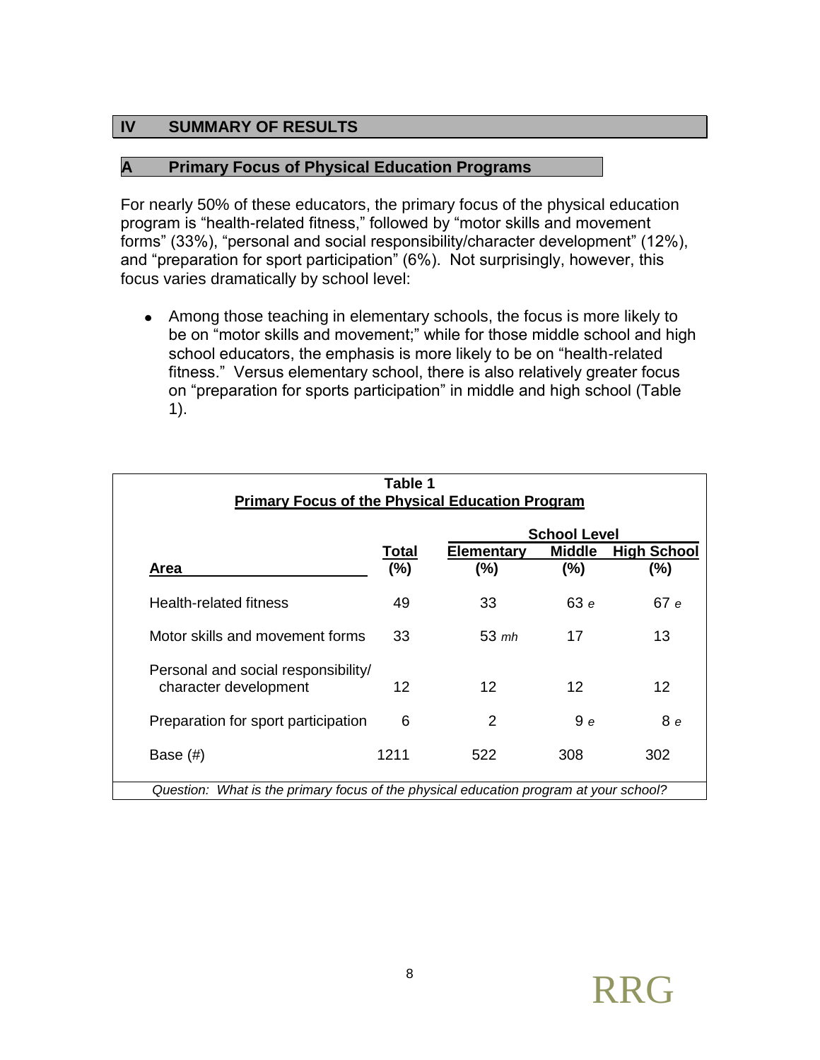## IV SUMMARY OF RESULTS

### A Primary Focus of Physical Education Programs

For nearly 50% of these educators, the primary focus of the physical education program is "health-related fitness," followed by "motor skills and movement forms" (33%), "personal and social responsibility/character development" (12%), and "preparation for sport participation" (6%). Not surprisingly, however, this focus varies dramatically by school level:

- Among those teaching in elementary schools, the focus is more likely to be on "motor skills and movement;" while for those middle school and high school educators, the emphasis is more likely to be on "health-related fitness." Versus elementary school, there is also relatively greater focus on "preparation for sports participation" in middle and high school (Table 1).

**Table 1**
**Primary Focus of the Physical Education Program**

| | | School Level | | |
|---|---|---|---|---|
| **Area** | **Total (%)** | **Elementary (%)** | **Middle (%)** | **High School (%)** |
| Health-related fitness | 49 | 33 | 63 *e* | 67 *e* |
| Motor skills and movement forms | 33 | 53 *mh* | 17 | 13 |
| Personal and social responsibility/ character development | 12 | 12 | 12 | 12 |
| Preparation for sport participation | 6 | 2 | 9 *e* | 8 *e* |
| Base (#) | 1211 | 522 | 308 | 302 |

*Question: What is the primary focus of the physical education program at your school?*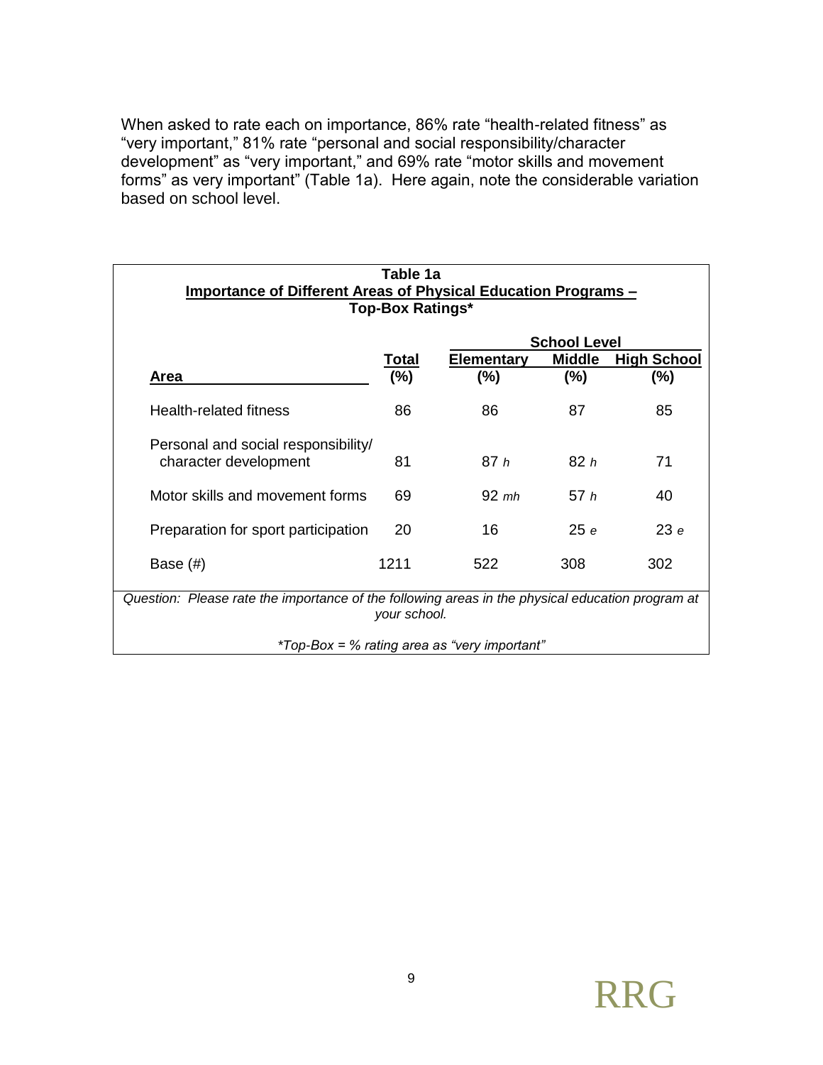When asked to rate each on importance, 86% rate "health-related fitness" as "very important," 81% rate "personal and social responsibility/character development" as "very important," and 69% rate "motor skills and movement forms" as very important" (Table 1a). Here again, note the considerable variation based on school level.

**Table 1a**
**Importance of Different Areas of Physical Education Programs – Top-Box Ratings***

| | | School Level | | |
|---|---|---|---|---|
| **Area** | **Total (%)** | **Elementary (%)** | **Middle (%)** | **High School (%)** |
| Health-related fitness | 86 | 86 | 87 | 85 |
| Personal and social responsibility/ character development | 81 | 87 *h* | 82 *h* | 71 |
| Motor skills and movement forms | 69 | 92 *mh* | 57 *h* | 40 |
| Preparation for sport participation | 20 | 16 | 25 *e* | 23 *e* |
| Base (#) | 1211 | 522 | 308 | 302 |

*Question: Please rate the importance of the following areas in the physical education program at your school.*

*Top-Box = % rating area as "very important"*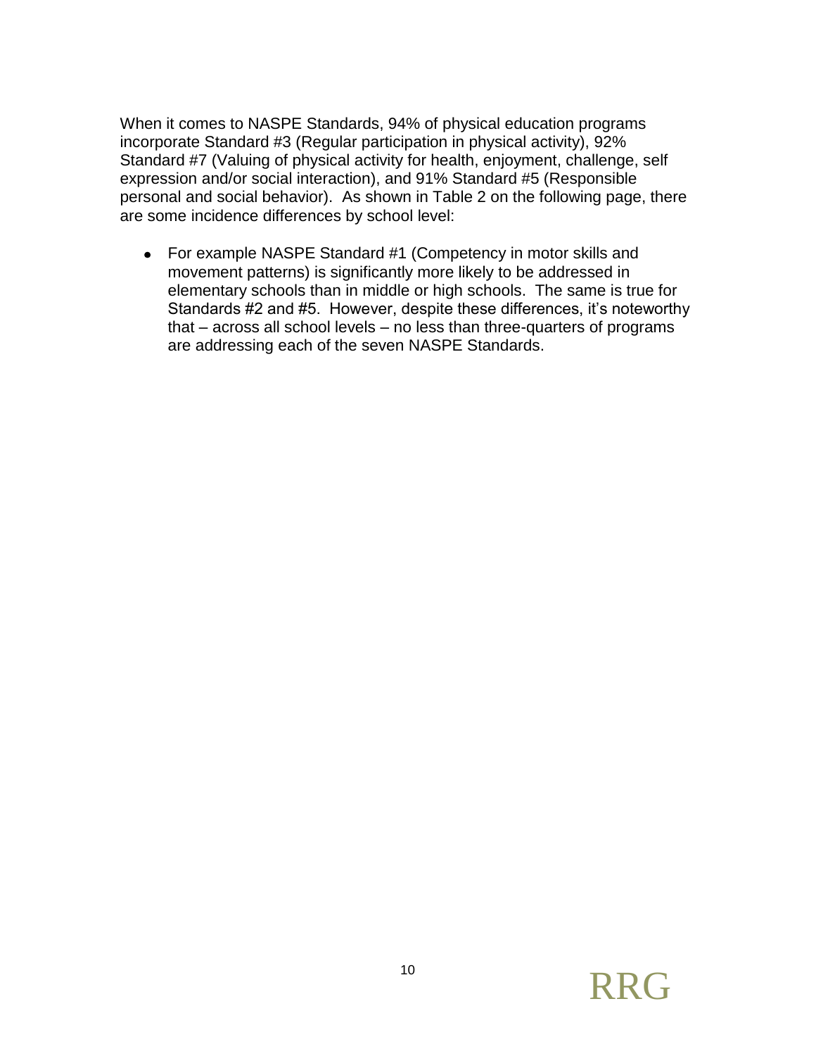When it comes to NASPE Standards, 94% of physical education programs incorporate Standard #3 (Regular participation in physical activity), 92% Standard #7 (Valuing of physical activity for health, enjoyment, challenge, self expression and/or social interaction), and 91% Standard #5 (Responsible personal and social behavior). As shown in Table 2 on the following page, there are some incidence differences by school level:

- For example NASPE Standard #1 (Competency in motor skills and movement patterns) is significantly more likely to be addressed in elementary schools than in middle or high schools. The same is true for Standards #2 and #5. However, despite these differences, it's noteworthy that – across all school levels – no less than three-quarters of programs are addressing each of the seven NASPE Standards.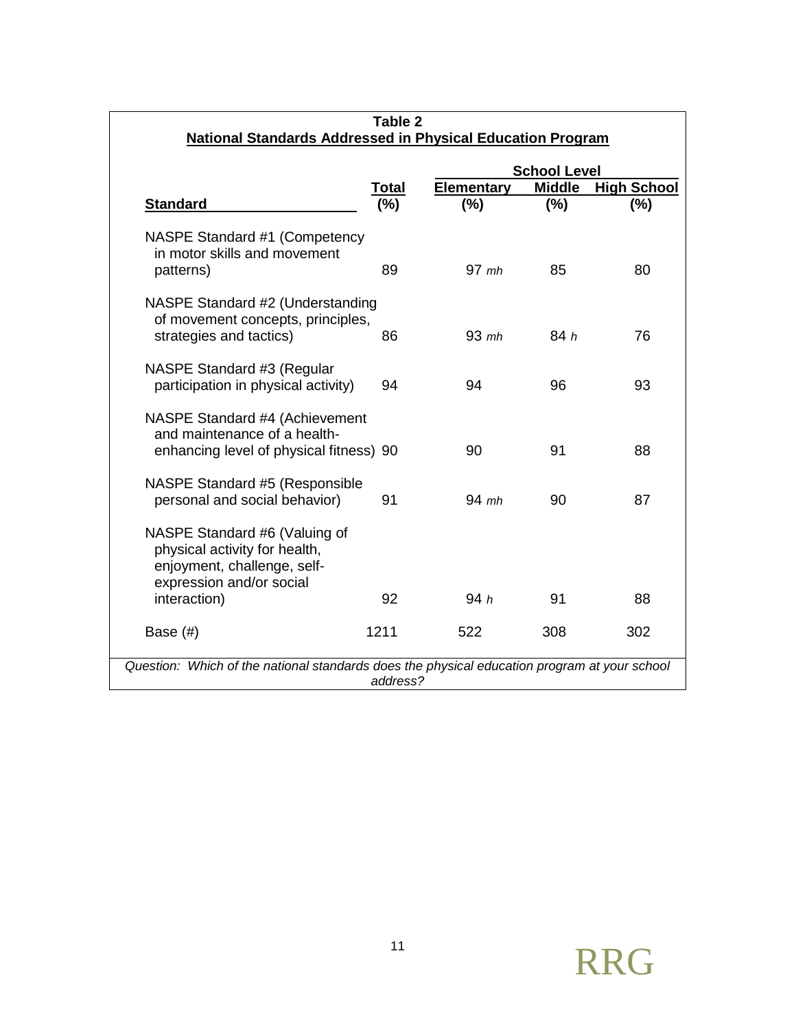**Table 2**
**National Standards Addressed in Physical Education Program**

| Standard | Total (%) | School Level | | |
|---|---|---|---|---|
| | | Elementary (%) | Middle (%) | High School (%) |
| NASPE Standard #1 (Competency in motor skills and movement patterns) | 89 | 97 *mh* | 85 | 80 |
| NASPE Standard #2 (Understanding of movement concepts, principles, strategies and tactics) | 86 | 93 *mh* | 84 *h* | 76 |
| NASPE Standard #3 (Regular participation in physical activity) | 94 | 94 | 96 | 93 |
| NASPE Standard #4 (Achievement and maintenance of a health-enhancing level of physical fitness) | 90 | 90 | 91 | 88 |
| NASPE Standard #5 (Responsible personal and social behavior) | 91 | 94 *mh* | 90 | 87 |
| NASPE Standard #6 (Valuing of physical activity for health, enjoyment, challenge, self-expression and/or social interaction) | 92 | 94 *h* | 91 | 88 |
| Base (#) | 1211 | 522 | 308 | 302 |

*Question: Which of the national standards does the physical education program at your school address?*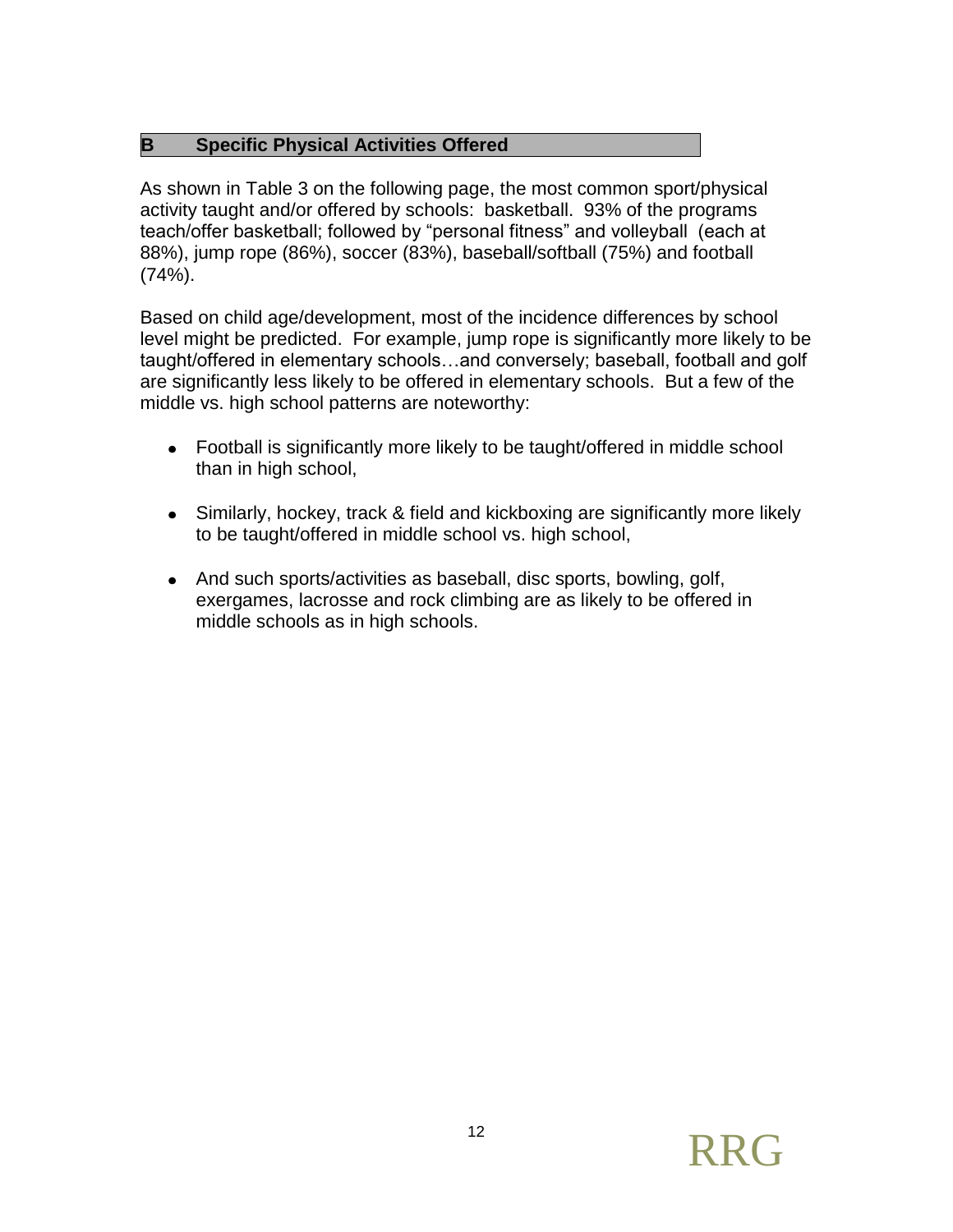## B Specific Physical Activities Offered

As shown in Table 3 on the following page, the most common sport/physical activity taught and/or offered by schools: basketball. 93% of the programs teach/offer basketball; followed by "personal fitness" and volleyball (each at 88%), jump rope (86%), soccer (83%), baseball/softball (75%) and football (74%).

Based on child age/development, most of the incidence differences by school level might be predicted. For example, jump rope is significantly more likely to be taught/offered in elementary schools…and conversely; baseball, football and golf are significantly less likely to be offered in elementary schools. But a few of the middle vs. high school patterns are noteworthy:

- Football is significantly more likely to be taught/offered in middle school than in high school,
- Similarly, hockey, track & field and kickboxing are significantly more likely to be taught/offered in middle school vs. high school,
- And such sports/activities as baseball, disc sports, bowling, golf, exergames, lacrosse and rock climbing are as likely to be offered in middle schools as in high schools.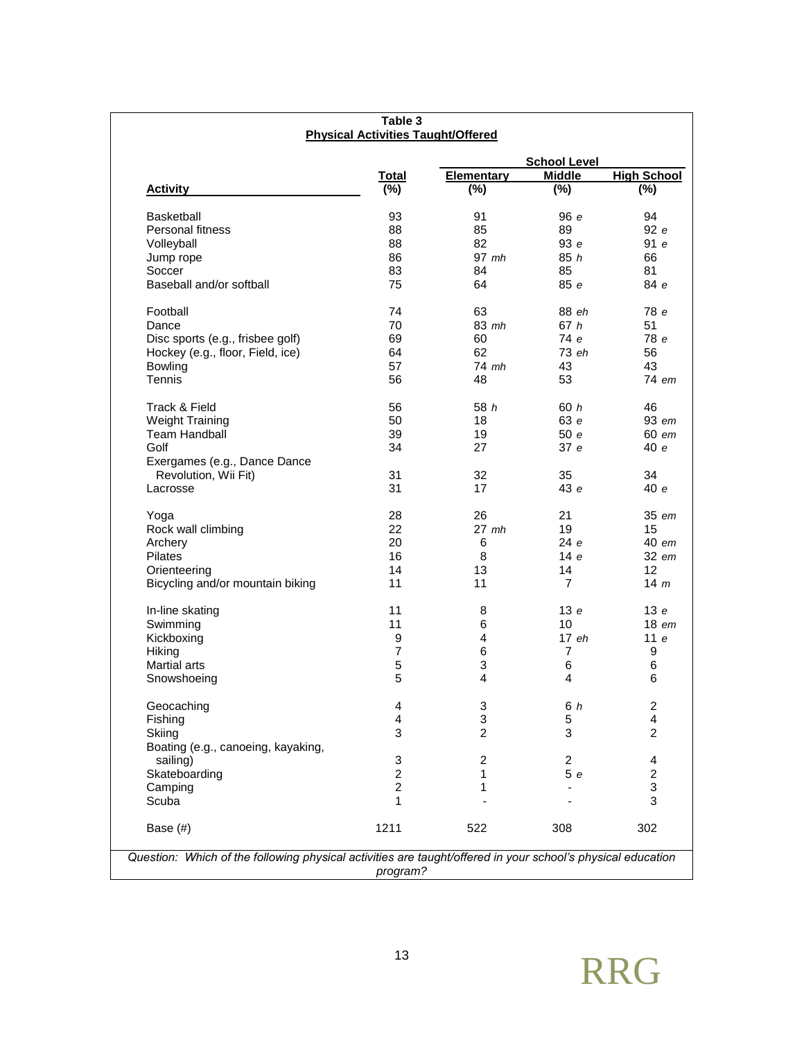**Table 3**
**Physical Activities Taught/Offered**

| Activity | Total (%) | School Level | | |
|---|---|---|---|---|
| | | Elementary (%) | Middle (%) | High School (%) |
| Basketball | 93 | 91 | 96 *e* | 94 |
| Personal fitness | 88 | 85 | 89 | 92 *e* |
| Volleyball | 88 | 82 | 93 *e* | 91 *e* |
| Jump rope | 86 | 97 *mh* | 85 *h* | 66 |
| Soccer | 83 | 84 | 85 | 81 |
| Baseball and/or softball | 75 | 64 | 85 *e* | 84 *e* |
| Football | 74 | 63 | 88 *eh* | 78 *e* |
| Dance | 70 | 83 *mh* | 67 *h* | 51 |
| Disc sports (e.g., frisbee golf) | 69 | 60 | 74 *e* | 78 *e* |
| Hockey (e.g., floor, Field, ice) | 64 | 62 | 73 *eh* | 56 |
| Bowling | 57 | 74 *mh* | 43 | 43 |
| Tennis | 56 | 48 | 53 | 74 *em* |
| Track & Field | 56 | 58 *h* | 60 *h* | 46 |
| Weight Training | 50 | 18 | 63 *e* | 93 *em* |
| Team Handball | 39 | 19 | 50 *e* | 60 *em* |
| Golf | 34 | 27 | 37 *e* | 40 *e* |
| Exergames (e.g., Dance Dance Revolution, Wii Fit) | 31 | 32 | 35 | 34 |
| Lacrosse | 31 | 17 | 43 *e* | 40 *e* |
| Yoga | 28 | 26 | 21 | 35 *em* |
| Rock wall climbing | 22 | 27 *mh* | 19 | 15 |
| Archery | 20 | 6 | 24 *e* | 40 *em* |
| Pilates | 16 | 8 | 14 *e* | 32 *em* |
| Orienteering | 14 | 13 | 14 | 12 |
| Bicycling and/or mountain biking | 11 | 11 | 7 | 14 *m* |
| In-line skating | 11 | 8 | 13 *e* | 13 *e* |
| Swimming | 11 | 6 | 10 | 18 *em* |
| Kickboxing | 9 | 4 | 17 *eh* | 11 *e* |
| Hiking | 7 | 6 | 7 | 9 |
| Martial arts | 5 | 3 | 6 | 6 |
| Snowshoeing | 5 | 4 | 4 | 6 |
| Geocaching | 4 | 3 | 6 *h* | 2 |
| Fishing | 4 | 3 | 5 | 4 |
| Skiing | 3 | 2 | 3 | 2 |
| Boating (e.g., canoeing, kayaking, sailing) | 3 | 2 | 2 | 4 |
| Skateboarding | 2 | 1 | 5 *e* | 2 |
| Camping | 2 | 1 | - | 3 |
| Scuba | 1 | - | - | 3 |
| Base (#) | 1211 | 522 | 308 | 302 |

*Question: Which of the following physical activities are taught/offered in your school's physical education program?*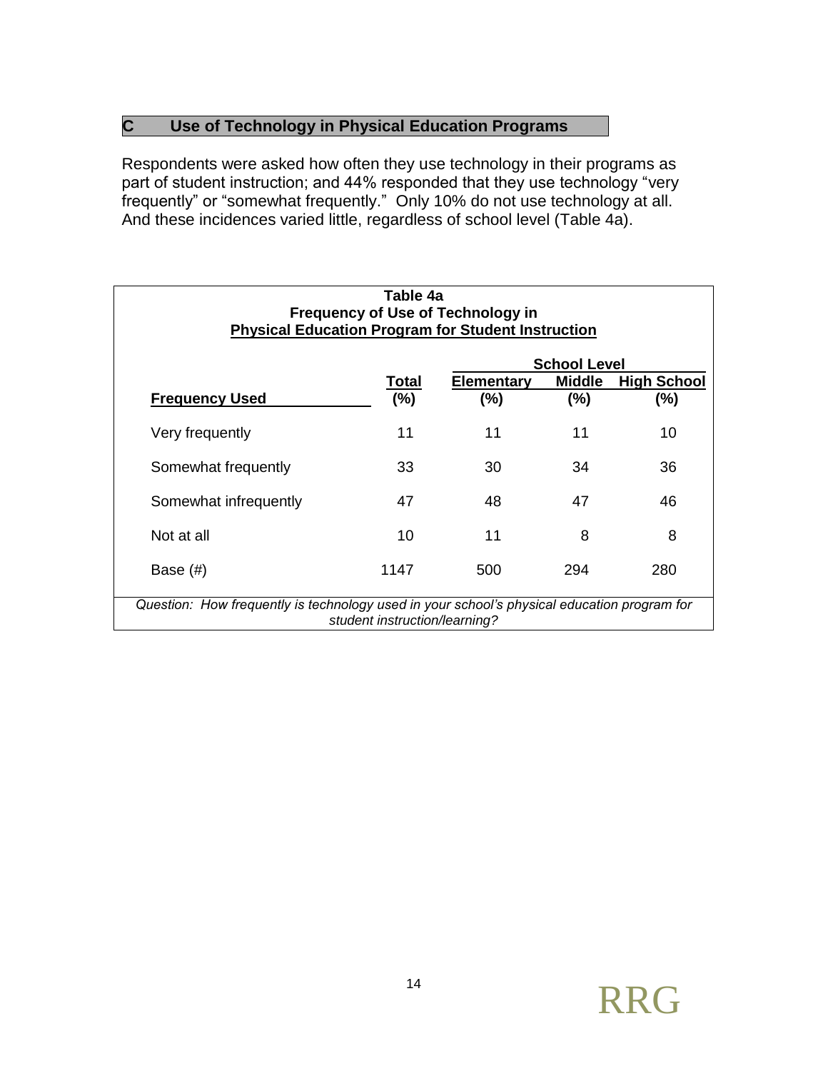## C Use of Technology in Physical Education Programs

Respondents were asked how often they use technology in their programs as part of student instruction; and 44% responded that they use technology "very frequently" or "somewhat frequently." Only 10% do not use technology at all. And these incidences varied little, regardless of school level (Table 4a).

**Table 4a**
**Frequency of Use of Technology in Physical Education Program for Student Instruction**

| | | School Level | | |
|---|---|---|---|---|
| **Frequency Used** | **Total (%)** | **Elementary (%)** | **Middle (%)** | **High School (%)** |
| Very frequently | 11 | 11 | 11 | 10 |
| Somewhat frequently | 33 | 30 | 34 | 36 |
| Somewhat infrequently | 47 | 48 | 47 | 46 |
| Not at all | 10 | 11 | 8 | 8 |
| Base (#) | 1147 | 500 | 294 | 280 |

*Question: How frequently is technology used in your school's physical education program for student instruction/learning?*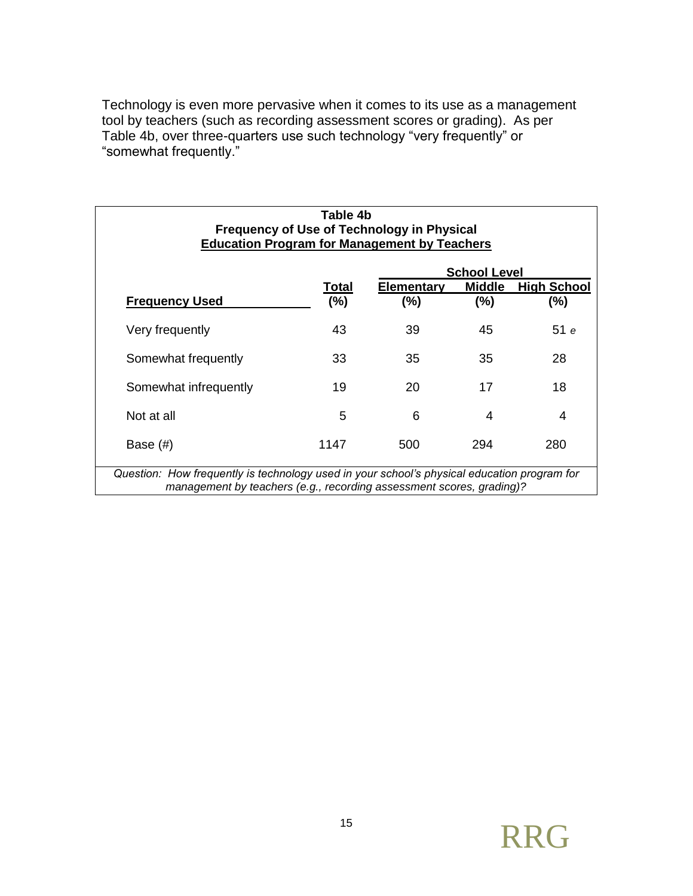Technology is even more pervasive when it comes to its use as a management tool by teachers (such as recording assessment scores or grading). As per Table 4b, over three-quarters use such technology "very frequently" or "somewhat frequently."

**Table 4b**
**Frequency of Use of Technology in Physical Education Program for Management by Teachers**

| | | School Level | | |
|---|---|---|---|---|
| **Frequency Used** | **Total (%)** | **Elementary (%)** | **Middle (%)** | **High School (%)** |
| Very frequently | 43 | 39 | 45 | 51 *e* |
| Somewhat frequently | 33 | 35 | 35 | 28 |
| Somewhat infrequently | 19 | 20 | 17 | 18 |
| Not at all | 5 | 6 | 4 | 4 |
| Base (#) | 1147 | 500 | 294 | 280 |

*Question: How frequently is technology used in your school's physical education program for management by teachers (e.g., recording assessment scores, grading)?*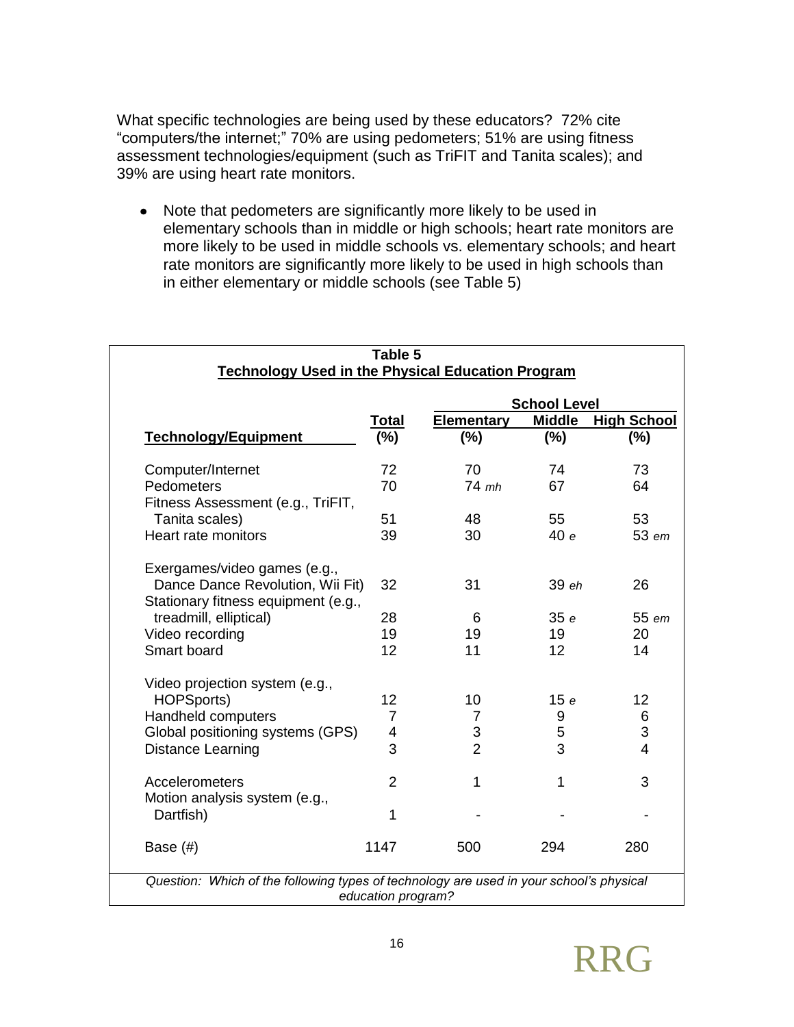What specific technologies are being used by these educators? 72% cite "computers/the internet;" 70% are using pedometers; 51% are using fitness assessment technologies/equipment (such as TriFIT and Tanita scales); and 39% are using heart rate monitors.

- Note that pedometers are significantly more likely to be used in elementary schools than in middle or high schools; heart rate monitors are more likely to be used in middle schools vs. elementary schools; and heart rate monitors are significantly more likely to be used in high schools than in either elementary or middle schools (see Table 5)

**Table 5**
**Technology Used in the Physical Education Program**

| Technology/Equipment | Total (%) | School Level: Elementary (%) | Middle (%) | High School (%) |
|---|---|---|---|---|
| Computer/Internet | 72 | 70 | 74 | 73 |
| Pedometers | 70 | 74 *mh* | 67 | 64 |
| Fitness Assessment (e.g., TriFIT, Tanita scales) | 51 | 48 | 55 | 53 |
| Heart rate monitors | 39 | 30 | 40 *e* | 53 *em* |
| Exergames/video games (e.g., Dance Dance Revolution, Wii Fit) | 32 | 31 | 39 *eh* | 26 |
| Stationary fitness equipment (e.g., treadmill, elliptical) | 28 | 6 | 35 *e* | 55 *em* |
| Video recording | 19 | 19 | 19 | 20 |
| Smart board | 12 | 11 | 12 | 14 |
| Video projection system (e.g., HOPSports) | 12 | 10 | 15 *e* | 12 |
| Handheld computers | 7 | 7 | 9 | 6 |
| Global positioning systems (GPS) | 4 | 3 | 5 | 3 |
| Distance Learning | 3 | 2 | 3 | 4 |
| Accelerometers | 2 | 1 | 1 | 3 |
| Motion analysis system (e.g., Dartfish) | 1 | - | - | - |
| Base (#) | 1147 | 500 | 294 | 280 |

*Question: Which of the following types of technology are used in your school's physical education program?*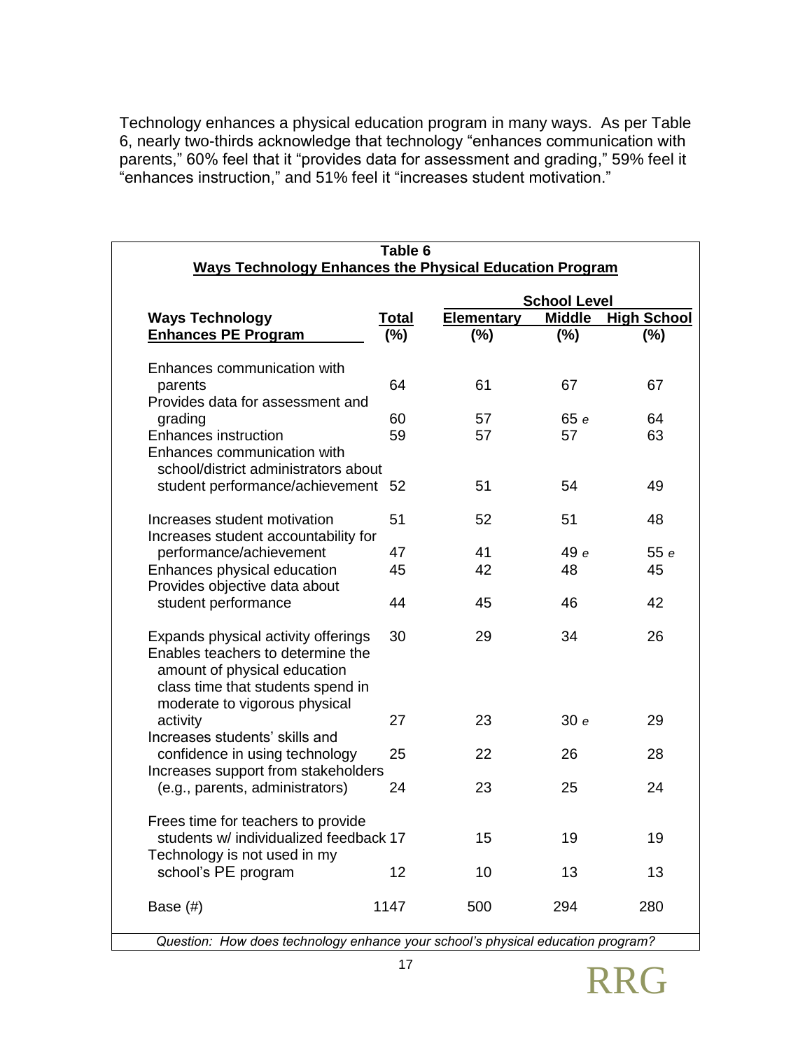Technology enhances a physical education program in many ways. As per Table 6, nearly two-thirds acknowledge that technology "enhances communication with parents," 60% feel that it "provides data for assessment and grading," 59% feel it "enhances instruction," and 51% feel it "increases student motivation."

**Table 6**
**Ways Technology Enhances the Physical Education Program**

| Ways Technology Enhances PE Program | Total (%) | School Level: Elementary (%) | Middle (%) | High School (%) |
|---|---|---|---|---|
| Enhances communication with parents | 64 | 61 | 67 | 67 |
| Provides data for assessment and grading | 60 | 57 | 65 *e* | 64 |
| Enhances instruction | 59 | 57 | 57 | 63 |
| Enhances communication with school/district administrators about student performance/achievement | 52 | 51 | 54 | 49 |
| Increases student motivation | 51 | 52 | 51 | 48 |
| Increases student accountability for performance/achievement | 47 | 41 | 49 *e* | 55 *e* |
| Enhances physical education | 45 | 42 | 48 | 45 |
| Provides objective data about student performance | 44 | 45 | 46 | 42 |
| Expands physical activity offerings | 30 | 29 | 34 | 26 |
| Enables teachers to determine the amount of physical education class time that students spend in moderate to vigorous physical activity | 27 | 23 | 30 *e* | 29 |
| Increases students' skills and confidence in using technology | 25 | 22 | 26 | 28 |
| Increases support from stakeholders (e.g., parents, administrators) | 24 | 23 | 25 | 24 |
| Frees time for teachers to provide students w/ individualized feedback | 17 | 15 | 19 | 19 |
| Technology is not used in my school's PE program | 12 | 10 | 13 | 13 |
| Base (#) | 1147 | 500 | 294 | 280 |

*Question: How does technology enhance your school's physical education program?*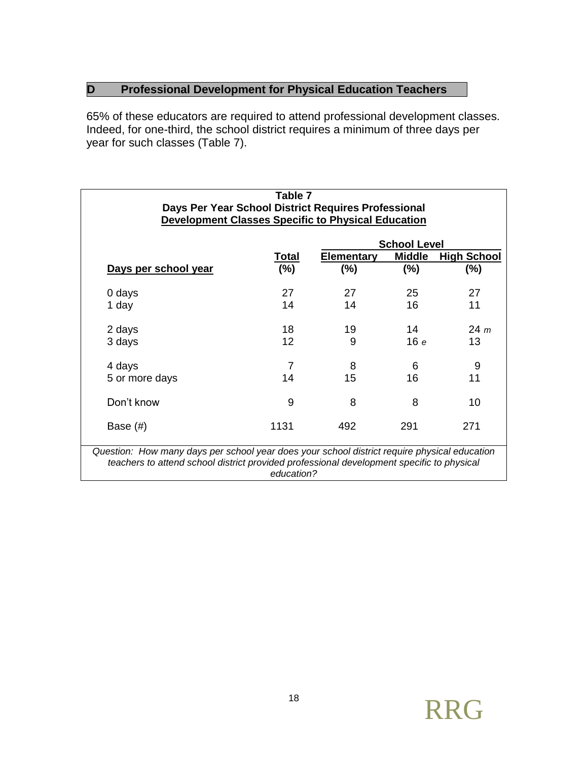## D Professional Development for Physical Education Teachers

65% of these educators are required to attend professional development classes. Indeed, for one-third, the school district requires a minimum of three days per year for such classes (Table 7).

**Table 7**
**Days Per Year School District Requires Professional Development Classes Specific to Physical Education**

| Days per school year | Total (%) | School Level: Elementary (%) | Middle (%) | High School (%) |
|---|---|---|---|---|
| 0 days | 27 | 27 | 25 | 27 |
| 1 day | 14 | 14 | 16 | 11 |
| 2 days | 18 | 19 | 14 | 24 *m* |
| 3 days | 12 | 9 | 16 *e* | 13 |
| 4 days | 7 | 8 | 6 | 9 |
| 5 or more days | 14 | 15 | 16 | 11 |
| Don't know | 9 | 8 | 8 | 10 |
| Base (#) | 1131 | 492 | 291 | 271 |

*Question: How many days per school year does your school district require physical education teachers to attend school district provided professional development specific to physical education?*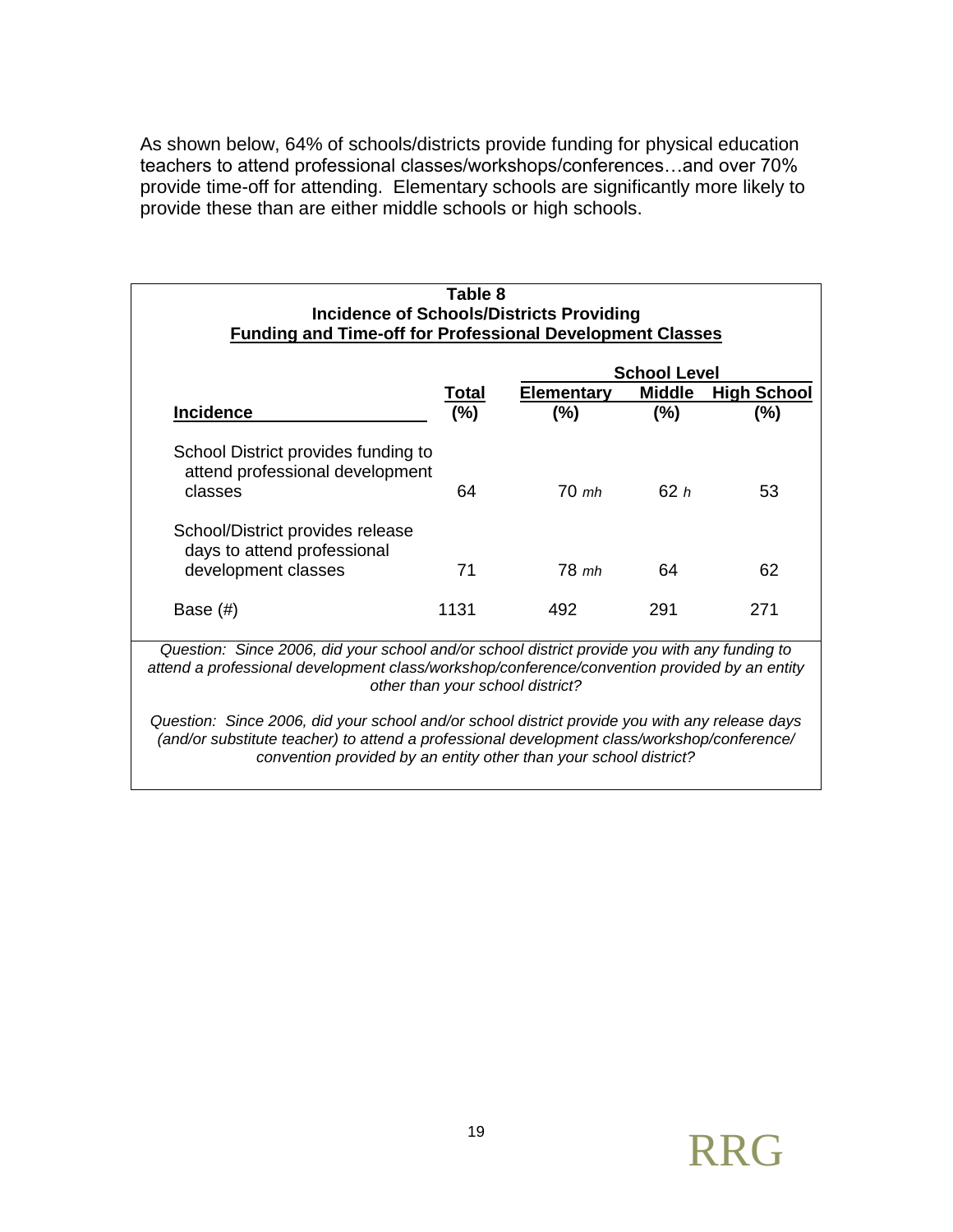As shown below, 64% of schools/districts provide funding for physical education teachers to attend professional classes/workshops/conferences…and over 70% provide time-off for attending. Elementary schools are significantly more likely to provide these than are either middle schools or high schools.

**Table 8**
**Incidence of Schools/Districts Providing**
**Funding and Time-off for Professional Development Classes**

| | | School Level | | |
|---|---|---|---|---|
| **Incidence** | **Total (%)** | **Elementary (%)** | **Middle (%)** | **High School (%)** |
| School District provides funding to attend professional development classes | 64 | 70 *mh* | 62 *h* | 53 |
| School/District provides release days to attend professional development classes | 71 | 78 *mh* | 64 | 62 |
| Base (#) | 1131 | 492 | 291 | 271 |

*Question: Since 2006, did your school and/or school district provide you with any funding to attend a professional development class/workshop/conference/convention provided by an entity other than your school district?*

*Question: Since 2006, did your school and/or school district provide you with any release days (and/or substitute teacher) to attend a professional development class/workshop/conference/ convention provided by an entity other than your school district?*

RRG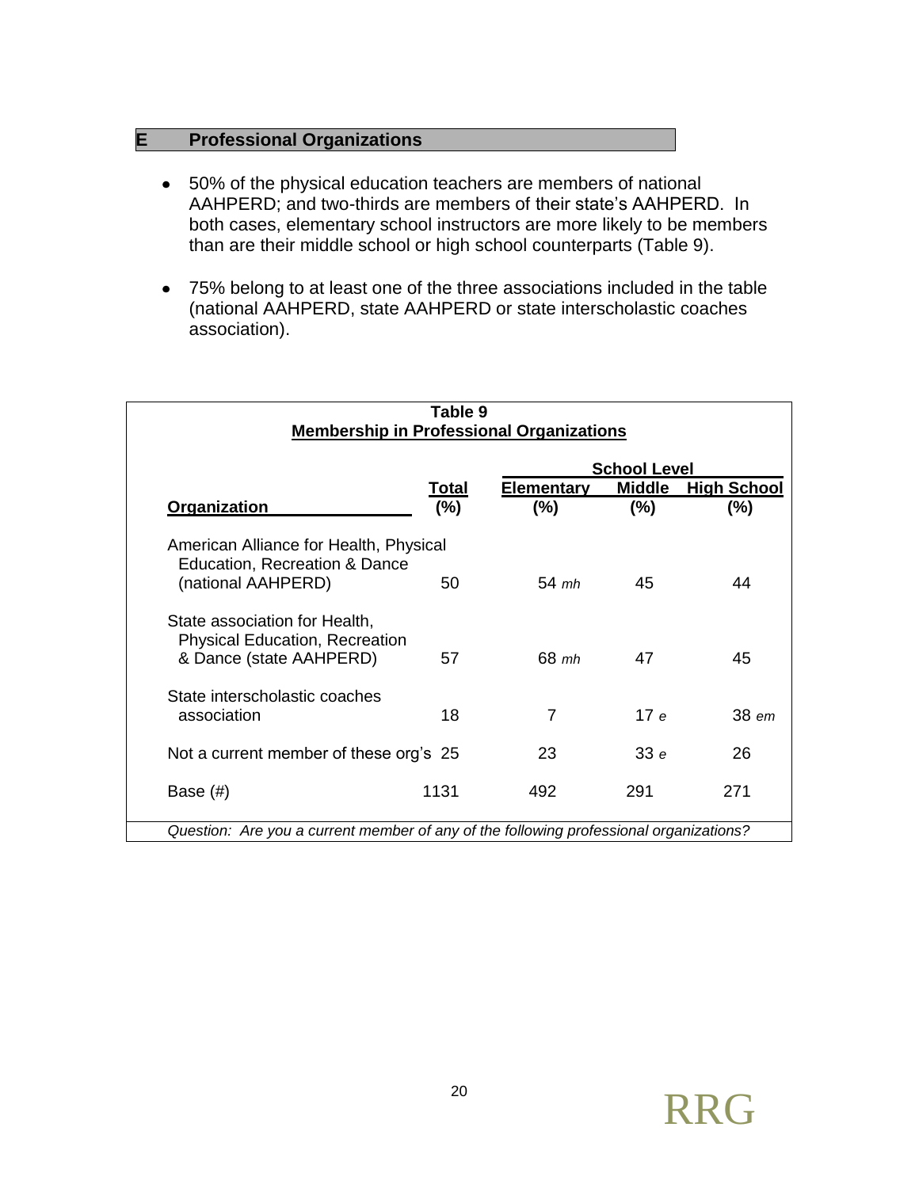## E Professional Organizations

- 50% of the physical education teachers are members of national AAHPERD; and two-thirds are members of their state's AAHPERD. In both cases, elementary school instructors are more likely to be members than are their middle school or high school counterparts (Table 9).

- 75% belong to at least one of the three associations included in the table (national AAHPERD, state AAHPERD or state interscholastic coaches association).

**Table 9**
**Membership in Professional Organizations**

| | | School Level | | |
|---|---|---|---|---|
| **Organization** | **Total (%)** | **Elementary (%)** | **Middle (%)** | **High School (%)** |
| American Alliance for Health, Physical Education, Recreation & Dance (national AAHPERD) | 50 | 54 *mh* | 45 | 44 |
| State association for Health, Physical Education, Recreation & Dance (state AAHPERD) | 57 | 68 *mh* | 47 | 45 |
| State interscholastic coaches association | 18 | 7 | 17 *e* | 38 *em* |
| Not a current member of these org's | 25 | 23 | 33 *e* | 26 |
| Base (#) | 1131 | 492 | 291 | 271 |

*Question: Are you a current member of any of the following professional organizations?*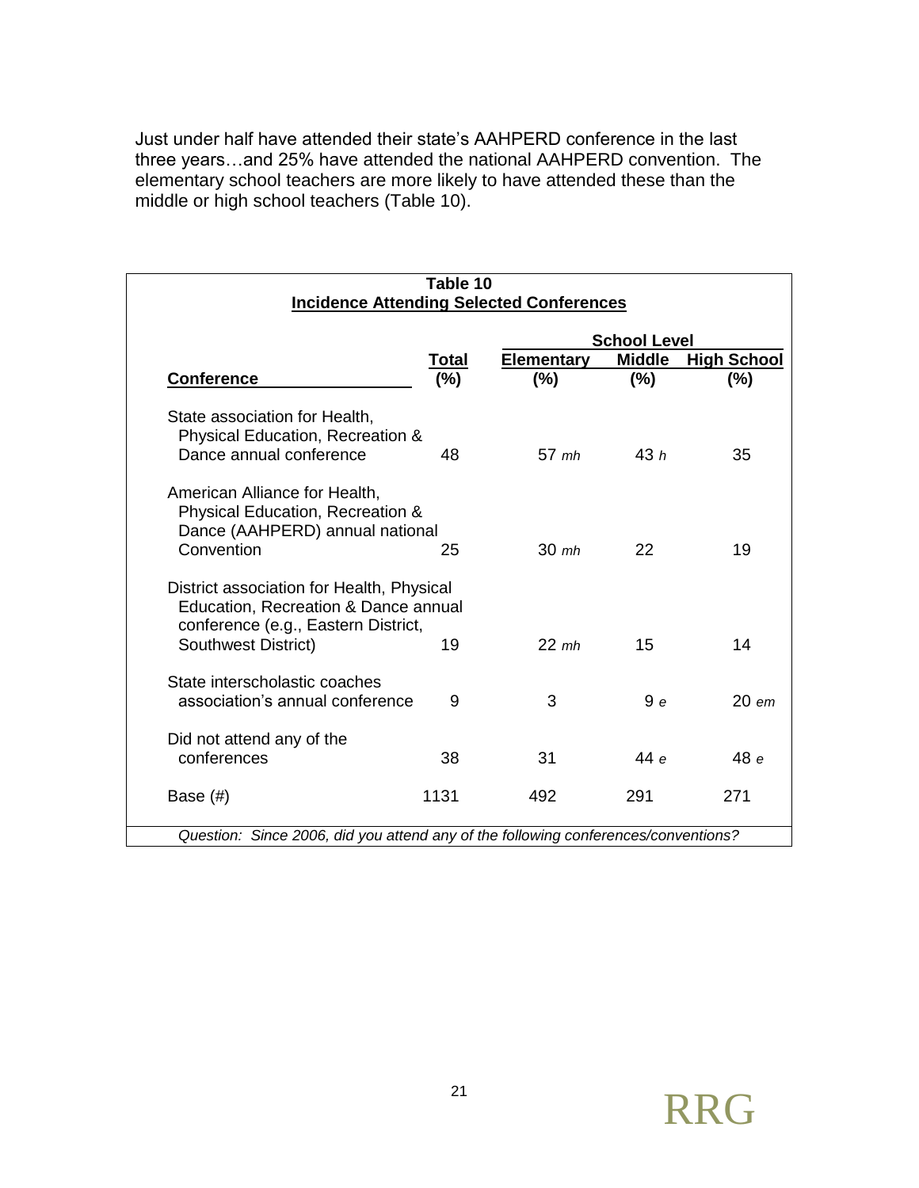Just under half have attended their state's AAHPERD conference in the last three years…and 25% have attended the national AAHPERD convention. The elementary school teachers are more likely to have attended these than the middle or high school teachers (Table 10).

**Table 10**
**Incidence Attending Selected Conferences**

| | | School Level | | |
|---|---|---|---|---|
| **Conference** | **Total (%)** | **Elementary (%)** | **Middle (%)** | **High School (%)** |
| State association for Health, Physical Education, Recreation & Dance annual conference | 48 | 57 *mh* | 43 *h* | 35 |
| American Alliance for Health, Physical Education, Recreation & Dance (AAHPERD) annual national Convention | 25 | 30 *mh* | 22 | 19 |
| District association for Health, Physical Education, Recreation & Dance annual conference (e.g., Eastern District, Southwest District) | 19 | 22 *mh* | 15 | 14 |
| State interscholastic coaches association's annual conference | 9 | 3 | 9 *e* | 20 *em* |
| Did not attend any of the conferences | 38 | 31 | 44 *e* | 48 *e* |
| Base (#) | 1131 | 492 | 291 | 271 |

*Question: Since 2006, did you attend any of the following conferences/conventions?*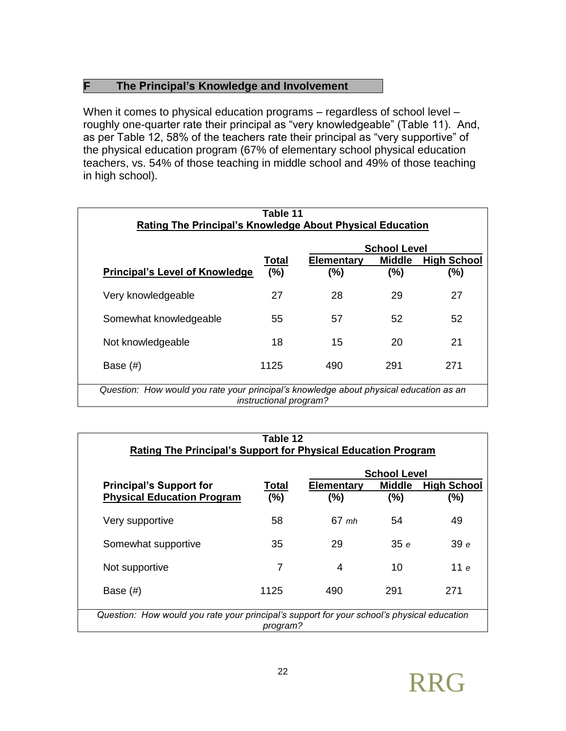## F The Principal's Knowledge and Involvement

When it comes to physical education programs – regardless of school level – roughly one-quarter rate their principal as "very knowledgeable" (Table 11). And, as per Table 12, 58% of the teachers rate their principal as "very supportive" of the physical education program (67% of elementary school physical education teachers, vs. 54% of those teaching in middle school and 49% of those teaching in high school).

**Table 11**
**Rating The Principal's Knowledge About Physical Education**

| | | School Level | | |
|---|---|---|---|---|
| **Principal's Level of Knowledge** | **Total (%)** | **Elementary (%)** | **Middle (%)** | **High School (%)** |
| Very knowledgeable | 27 | 28 | 29 | 27 |
| Somewhat knowledgeable | 55 | 57 | 52 | 52 |
| Not knowledgeable | 18 | 15 | 20 | 21 |
| Base (#) | 1125 | 490 | 291 | 271 |

*Question: How would you rate your principal's knowledge about physical education as an instructional program?*

**Table 12**
**Rating The Principal's Support for Physical Education Program**

| | | School Level | | |
|---|---|---|---|---|
| **Principal's Support for Physical Education Program** | **Total (%)** | **Elementary (%)** | **Middle (%)** | **High School (%)** |
| Very supportive | 58 | 67 *mh* | 54 | 49 |
| Somewhat supportive | 35 | 29 | 35 *e* | 39 *e* |
| Not supportive | 7 | 4 | 10 | 11 *e* |
| Base (#) | 1125 | 490 | 291 | 271 |

*Question: How would you rate your principal's support for your school's physical education program?*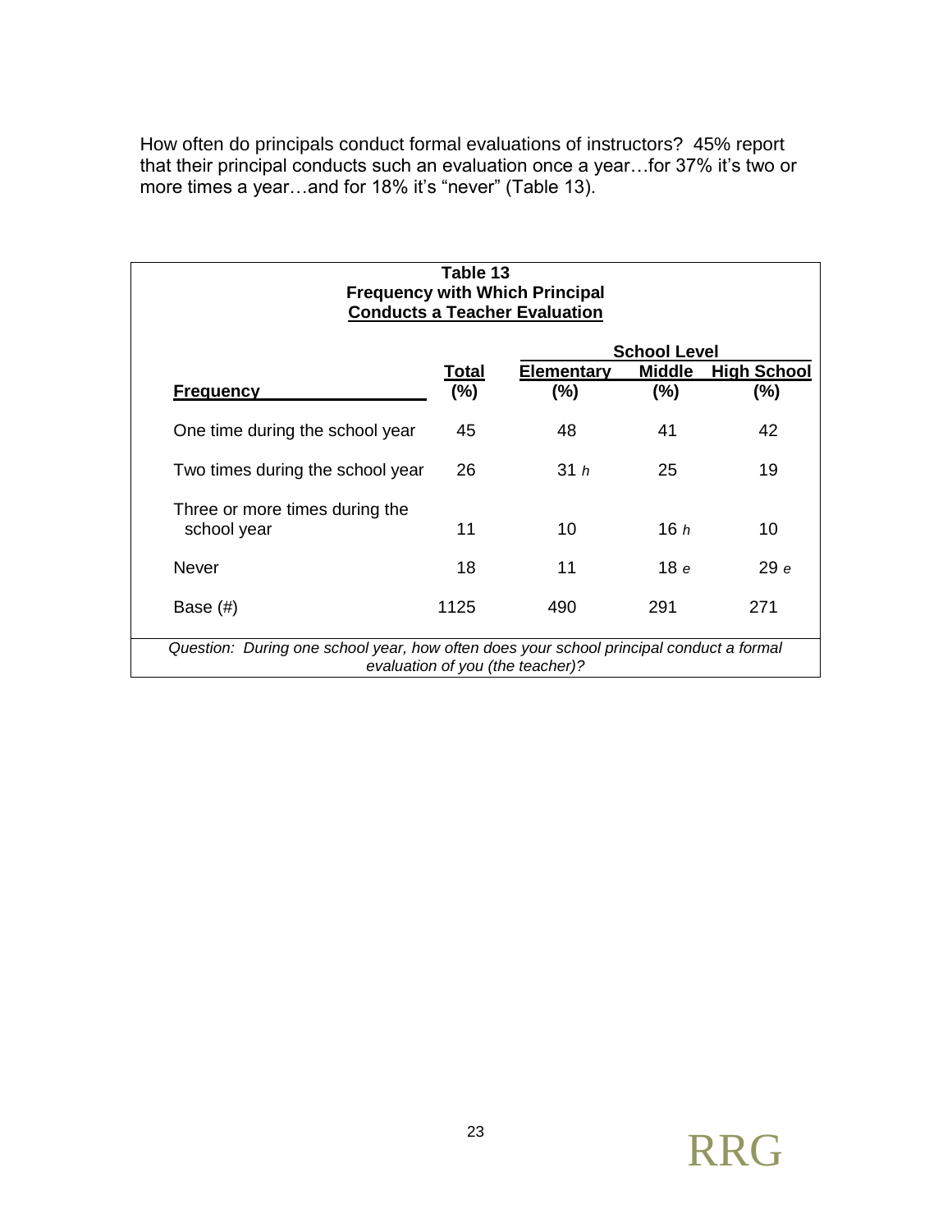How often do principals conduct formal evaluations of instructors? 45% report that their principal conducts such an evaluation once a year…for 37% it's two or more times a year…and for 18% it's "never" (Table 13).

**Table 13**
**Frequency with Which Principal Conducts a Teacher Evaluation**

| | | School Level | | |
|---|---|---|---|---|
| **Frequency** | **Total (%)** | **Elementary (%)** | **Middle (%)** | **High School (%)** |
| One time during the school year | 45 | 48 | 41 | 42 |
| Two times during the school year | 26 | 31 *h* | 25 | 19 |
| Three or more times during the school year | 11 | 10 | 16 *h* | 10 |
| Never | 18 | 11 | 18 *e* | 29 *e* |
| Base (#) | 1125 | 490 | 291 | 271 |

*Question: During one school year, how often does your school principal conduct a formal evaluation of you (the teacher)?*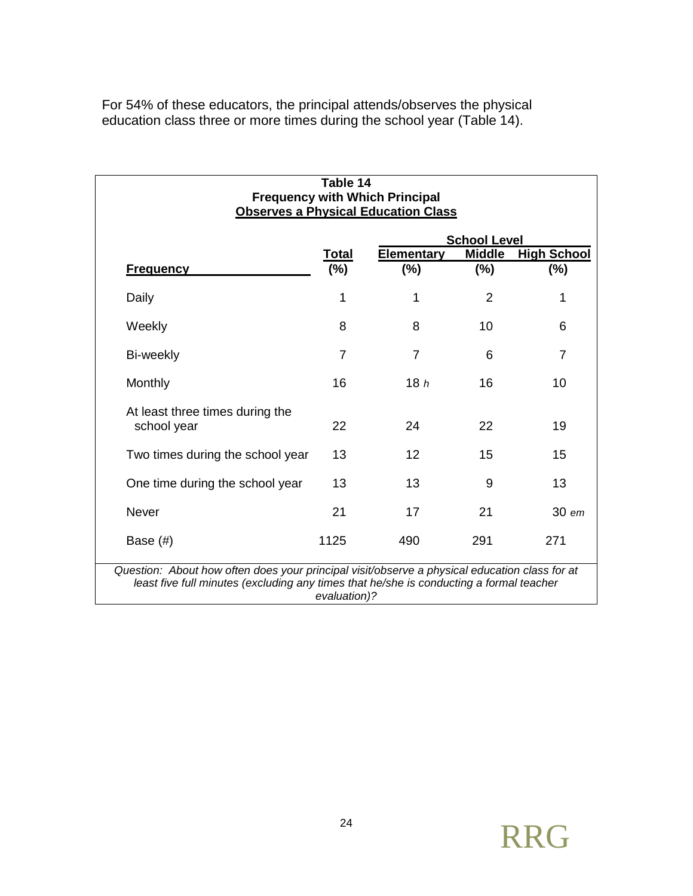For 54% of these educators, the principal attends/observes the physical education class three or more times during the school year (Table 14).

**Table 14**
**Frequency with Which Principal**
**Observes a Physical Education Class**

| | | School Level | | |
|---|---|---|---|---|
| **Frequency** | **Total (%)** | **Elementary (%)** | **Middle (%)** | **High School (%)** |
| Daily | 1 | 1 | 2 | 1 |
| Weekly | 8 | 8 | 10 | 6 |
| Bi-weekly | 7 | 7 | 6 | 7 |
| Monthly | 16 | 18 *h* | 16 | 10 |
| At least three times during the school year | 22 | 24 | 22 | 19 |
| Two times during the school year | 13 | 12 | 15 | 15 |
| One time during the school year | 13 | 13 | 9 | 13 |
| Never | 21 | 17 | 21 | 30 *em* |
| Base (#) | 1125 | 490 | 291 | 271 |

*Question: About how often does your principal visit/observe a physical education class for at least five full minutes (excluding any times that he/she is conducting a formal teacher evaluation)?*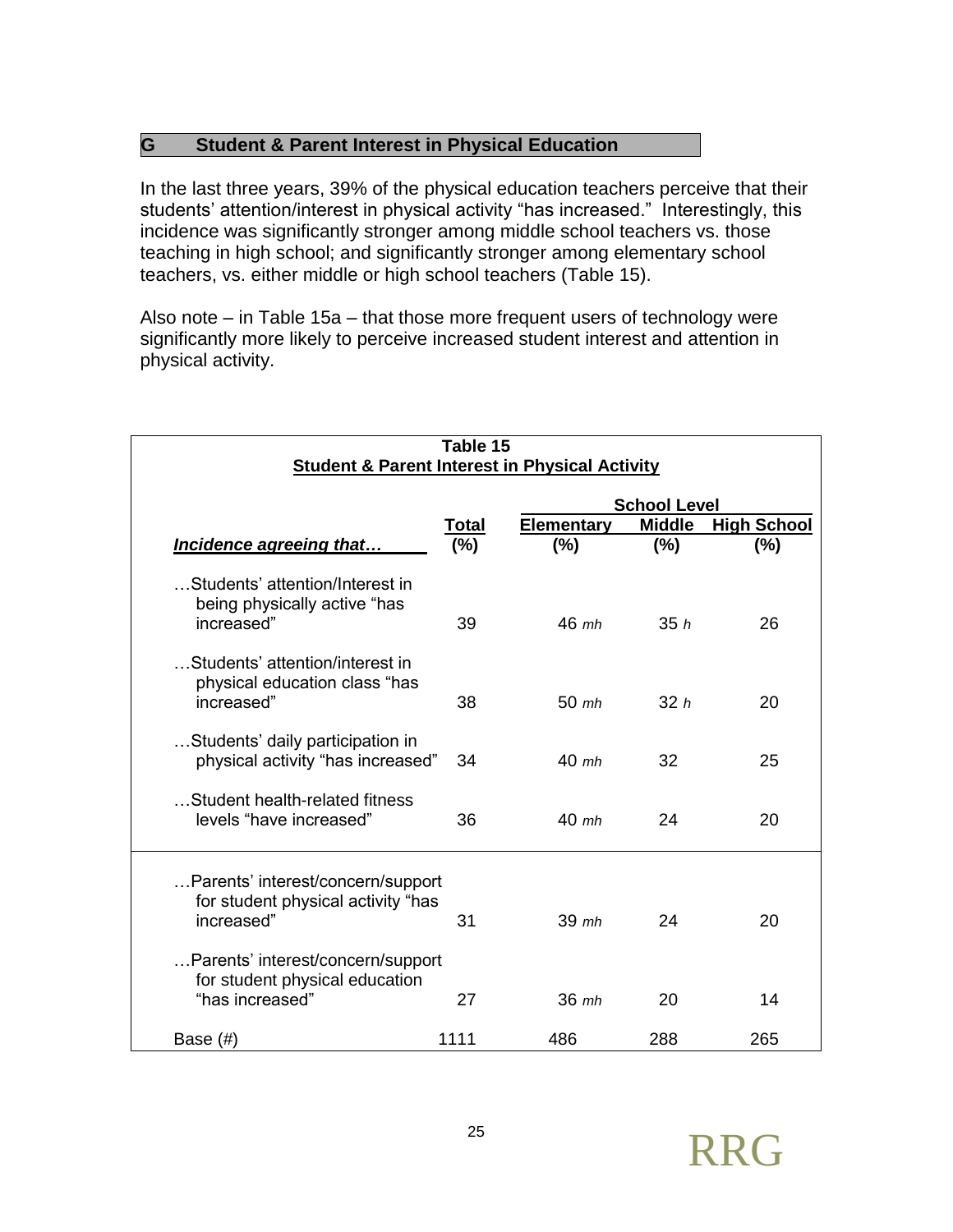## G Student & Parent Interest in Physical Education

In the last three years, 39% of the physical education teachers perceive that their students' attention/interest in physical activity "has increased." Interestingly, this incidence was significantly stronger among middle school teachers vs. those teaching in high school; and significantly stronger among elementary school teachers, vs. either middle or high school teachers (Table 15).

Also note – in Table 15a – that those more frequent users of technology were significantly more likely to perceive increased student interest and attention in physical activity.

**Table 15**
**Student & Parent Interest in Physical Activity**

| | | School Level | | |
|---|---|---|---|---|
| ***Incidence agreeing that…*** | **Total (%)** | **Elementary (%)** | **Middle (%)** | **High School (%)** |
| …Students' attention/Interest in being physically active "has increased" | 39 | 46 *mh* | 35 *h* | 26 |
| …Students' attention/interest in physical education class "has increased" | 38 | 50 *mh* | 32 *h* | 20 |
| …Students' daily participation in physical activity "has increased" | 34 | 40 *mh* | 32 | 25 |
| …Student health-related fitness levels "have increased" | 36 | 40 *mh* | 24 | 20 |
| …Parents' interest/concern/support for student physical activity "has increased" | 31 | 39 *mh* | 24 | 20 |
| …Parents' interest/concern/support for student physical education "has increased" | 27 | 36 *mh* | 20 | 14 |
| Base (#) | 1111 | 486 | 288 | 265 |

RRG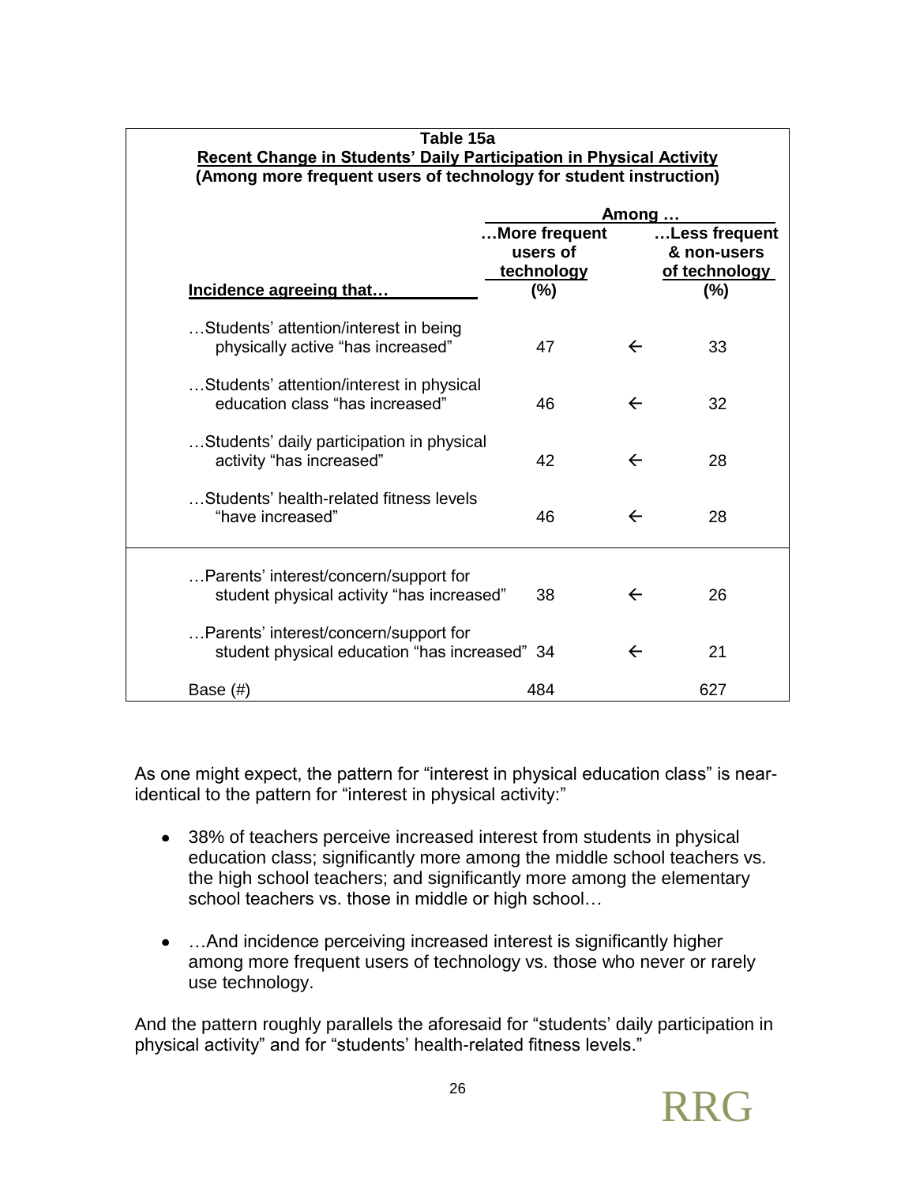**Table 15a**
**Recent Change in Students' Daily Participation in Physical Activity**
**(Among more frequent users of technology for student instruction)**

| | Among … | | |
|---|---|---|---|
| **Incidence agreeing that…** | **…More frequent users of technology (%)** | | **…Less frequent & non-users of technology (%)** |
| …Students' attention/interest in being physically active "has increased" | 47 | ← | 33 |
| …Students' attention/interest in physical education class "has increased" | 46 | ← | 32 |
| …Students' daily participation in physical activity "has increased" | 42 | ← | 28 |
| …Students' health-related fitness levels "have increased" | 46 | ← | 28 |
| …Parents' interest/concern/support for student physical activity "has increased" | 38 | ← | 26 |
| …Parents' interest/concern/support for student physical education "has increased" | 34 | ← | 21 |
| Base (#) | 484 | | 627 |

As one might expect, the pattern for "interest in physical education class" is near-identical to the pattern for "interest in physical activity:"

- 38% of teachers perceive increased interest from students in physical education class; significantly more among the middle school teachers vs. the high school teachers; and significantly more among the elementary school teachers vs. those in middle or high school…

- …And incidence perceiving increased interest is significantly higher among more frequent users of technology vs. those who never or rarely use technology.

And the pattern roughly parallels the aforesaid for "students' daily participation in physical activity" and for "students' health-related fitness levels."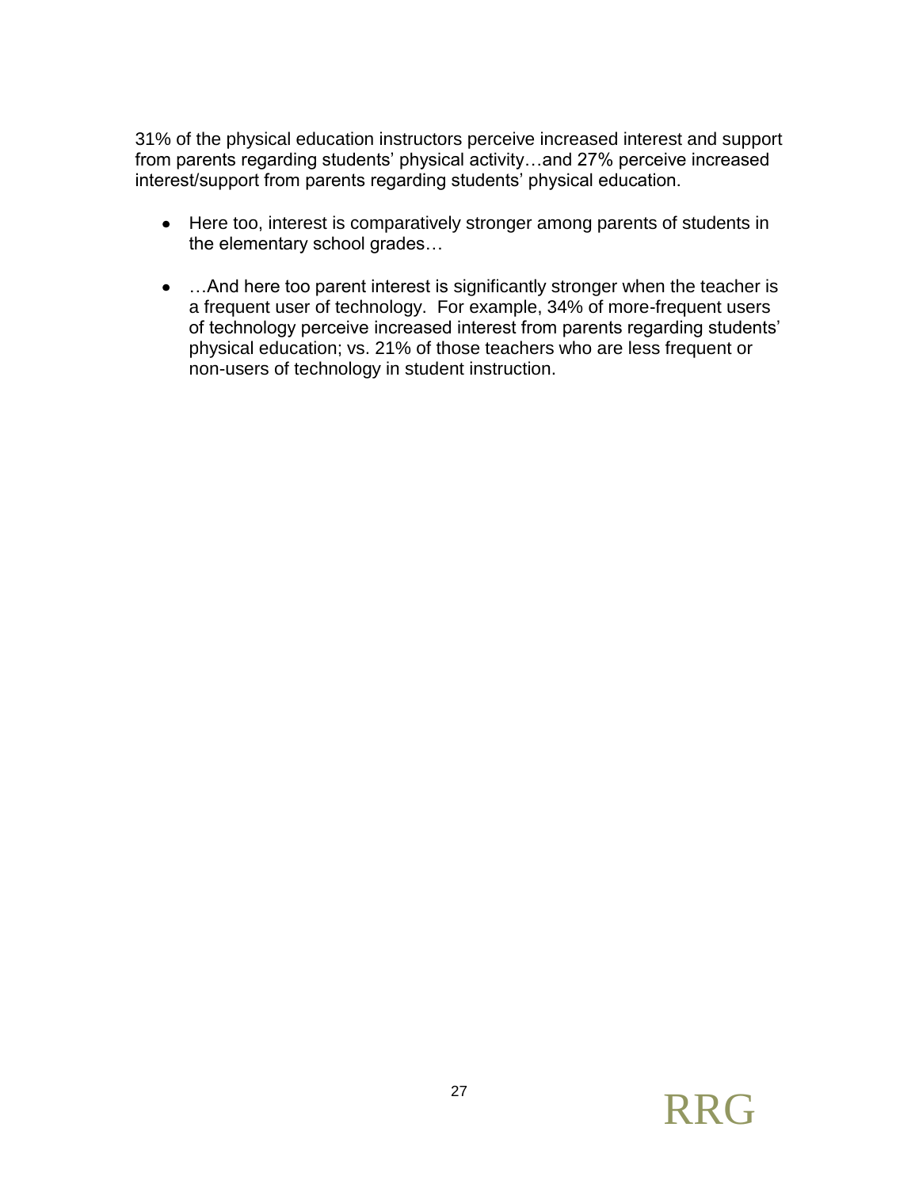31% of the physical education instructors perceive increased interest and support from parents regarding students' physical activity…and 27% perceive increased interest/support from parents regarding students' physical education.

- Here too, interest is comparatively stronger among parents of students in the elementary school grades…
- …And here too parent interest is significantly stronger when the teacher is a frequent user of technology. For example, 34% of more-frequent users of technology perceive increased interest from parents regarding students' physical education; vs. 21% of those teachers who are less frequent or non-users of technology in student instruction.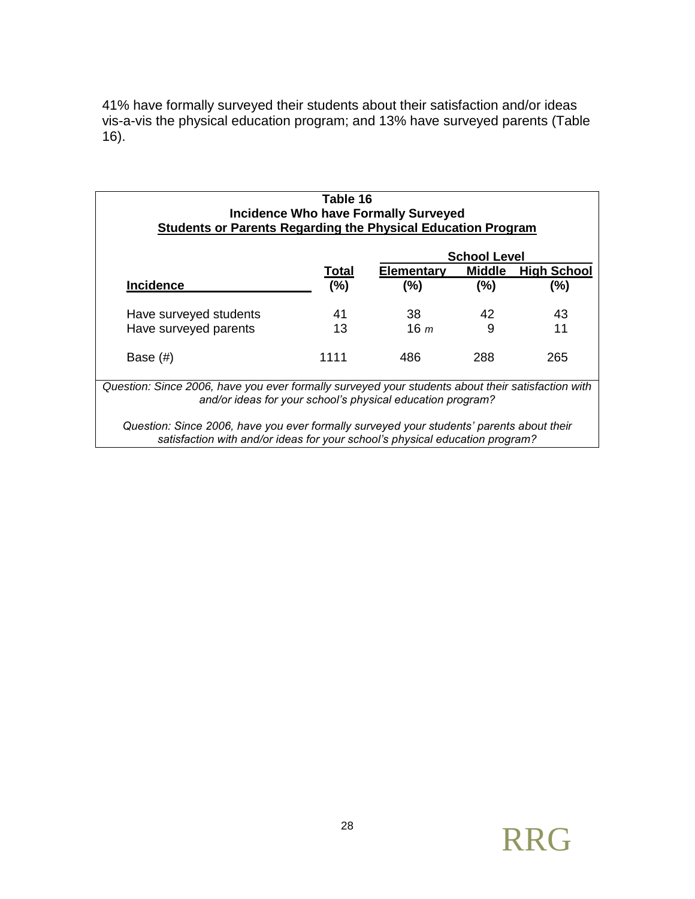41% have formally surveyed their students about their satisfaction and/or ideas vis-a-vis the physical education program; and 13% have surveyed parents (Table 16).

**Table 16**
**Incidence Who have Formally Surveyed**
**Students or Parents Regarding the Physical Education Program**

| | | School Level | | |
|---|---|---|---|---|
| **Incidence** | **Total (%)** | **Elementary (%)** | **Middle (%)** | **High School (%)** |
| Have surveyed students | 41 | 38 | 42 | 43 |
| Have surveyed parents | 13 | 16 *m* | 9 | 11 |
| Base (#) | 1111 | 486 | 288 | 265 |

*Question: Since 2006, have you ever formally surveyed your students about their satisfaction with and/or ideas for your school's physical education program?*

*Question: Since 2006, have you ever formally surveyed your students' parents about their satisfaction with and/or ideas for your school's physical education program?*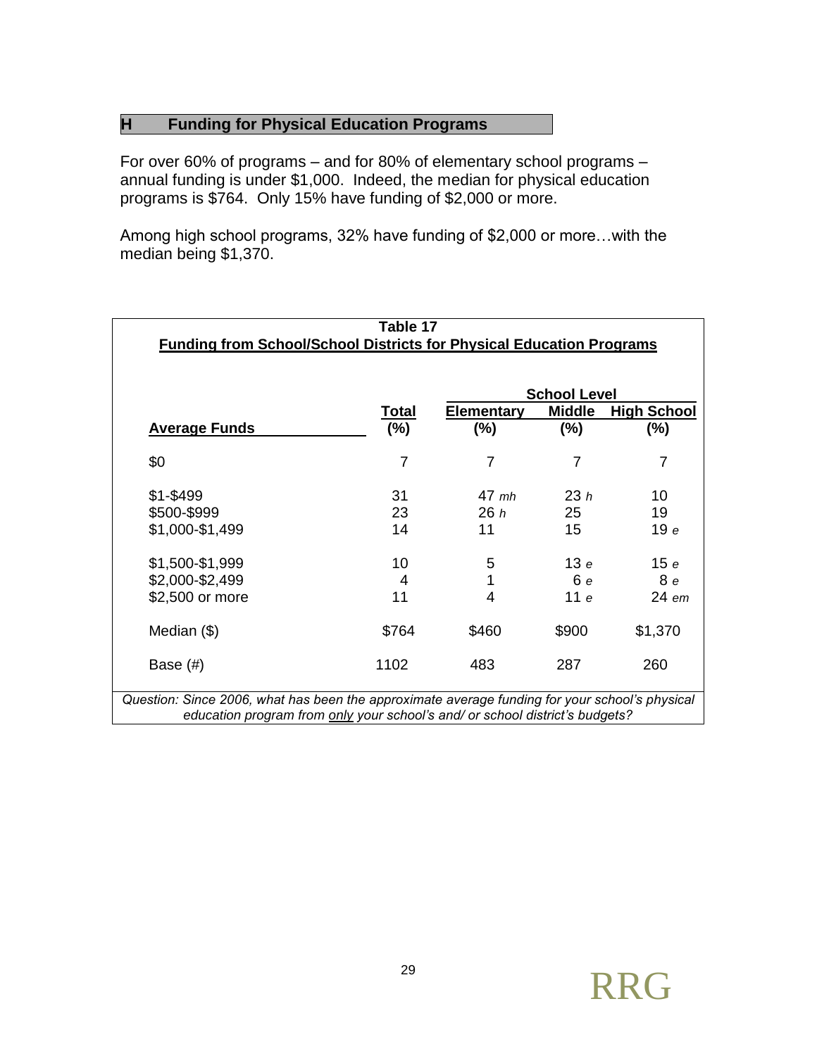## H Funding for Physical Education Programs

For over 60% of programs – and for 80% of elementary school programs – annual funding is under $1,000. Indeed, the median for physical education programs is $764. Only 15% have funding of $2,000 or more.

Among high school programs, 32% have funding of $2,000 or more…with the median being $1,370.

**Table 17**
**Funding from School/School Districts for Physical Education Programs**

| Average Funds | Total (%) | School Level<br>Elementary (%) | Middle (%) | High School (%) |
|---|---|---|---|---|
| $0 | 7 | 7 | 7 | 7 |
| $1-$499 | 31 | 47 *mh* | 23 *h* | 10 |
| $500-$999 | 23 | 26 *h* | 25 | 19 |
| $1,000-$1,499 | 14 | 11 | 15 | 19 *e* |
| $1,500-$1,999 | 10 | 5 | 13 *e* | 15 *e* |
| $2,000-$2,499 | 4 | 1 | 6 *e* | 8 *e* |
| $2,500 or more | 11 | 4 | 11 *e* | 24 *em* |
| Median ($) | $764 | $460 | $900 | $1,370 |
| Base (#) | 1102 | 483 | 287 | 260 |

*Question: Since 2006, what has been the approximate average funding for your school's physical education program from only your school's and/ or school district's budgets?*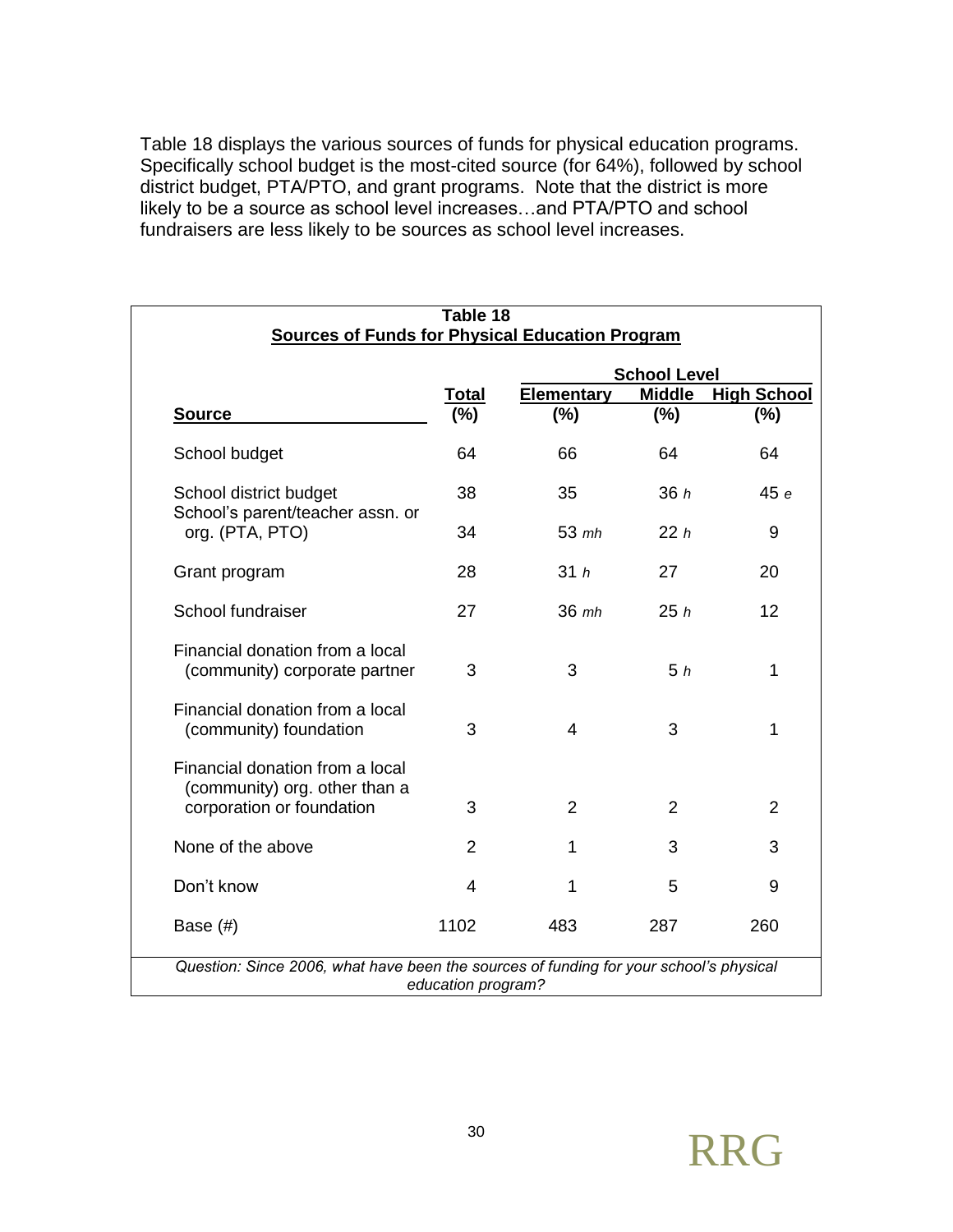Table 18 displays the various sources of funds for physical education programs. Specifically school budget is the most-cited source (for 64%), followed by school district budget, PTA/PTO, and grant programs. Note that the district is more likely to be a source as school level increases…and PTA/PTO and school fundraisers are less likely to be sources as school level increases.

**Table 18**
**Sources of Funds for Physical Education Program**

| Source | Total (%) | School Level: Elementary (%) | Middle (%) | High School (%) |
|---|---|---|---|---|
| School budget | 64 | 66 | 64 | 64 |
| School district budget | 38 | 35 | 36 *h* | 45 *e* |
| School's parent/teacher assn. or org. (PTA, PTO) | 34 | 53 *mh* | 22 *h* | 9 |
| Grant program | 28 | 31 *h* | 27 | 20 |
| School fundraiser | 27 | 36 *mh* | 25 *h* | 12 |
| Financial donation from a local (community) corporate partner | 3 | 3 | 5 *h* | 1 |
| Financial donation from a local (community) foundation | 3 | 4 | 3 | 1 |
| Financial donation from a local (community) org. other than a corporation or foundation | 3 | 2 | 2 | 2 |
| None of the above | 2 | 1 | 3 | 3 |
| Don't know | 4 | 1 | 5 | 9 |
| Base (#) | 1102 | 483 | 287 | 260 |

*Question: Since 2006, what have been the sources of funding for your school's physical education program?*

RRG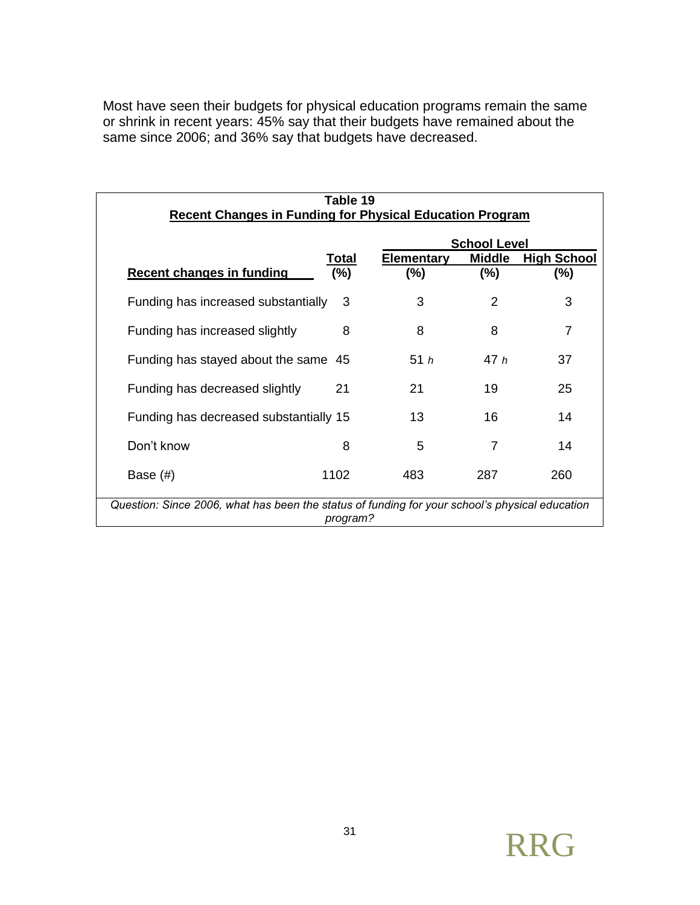Most have seen their budgets for physical education programs remain the same or shrink in recent years: 45% say that their budgets have remained about the same since 2006; and 36% say that budgets have decreased.

**Table 19**
**Recent Changes in Funding for Physical Education Program**

| | | School Level | | |
|---|---|---|---|---|
| **Recent changes in funding** | **Total (%)** | **Elementary (%)** | **Middle (%)** | **High School (%)** |
| Funding has increased substantially | 3 | 3 | 2 | 3 |
| Funding has increased slightly | 8 | 8 | 8 | 7 |
| Funding has stayed about the same | 45 | 51 *h* | 47 *h* | 37 |
| Funding has decreased slightly | 21 | 21 | 19 | 25 |
| Funding has decreased substantially | 15 | 13 | 16 | 14 |
| Don't know | 8 | 5 | 7 | 14 |
| Base (#) | 1102 | 483 | 287 | 260 |

*Question: Since 2006, what has been the status of funding for your school's physical education program?*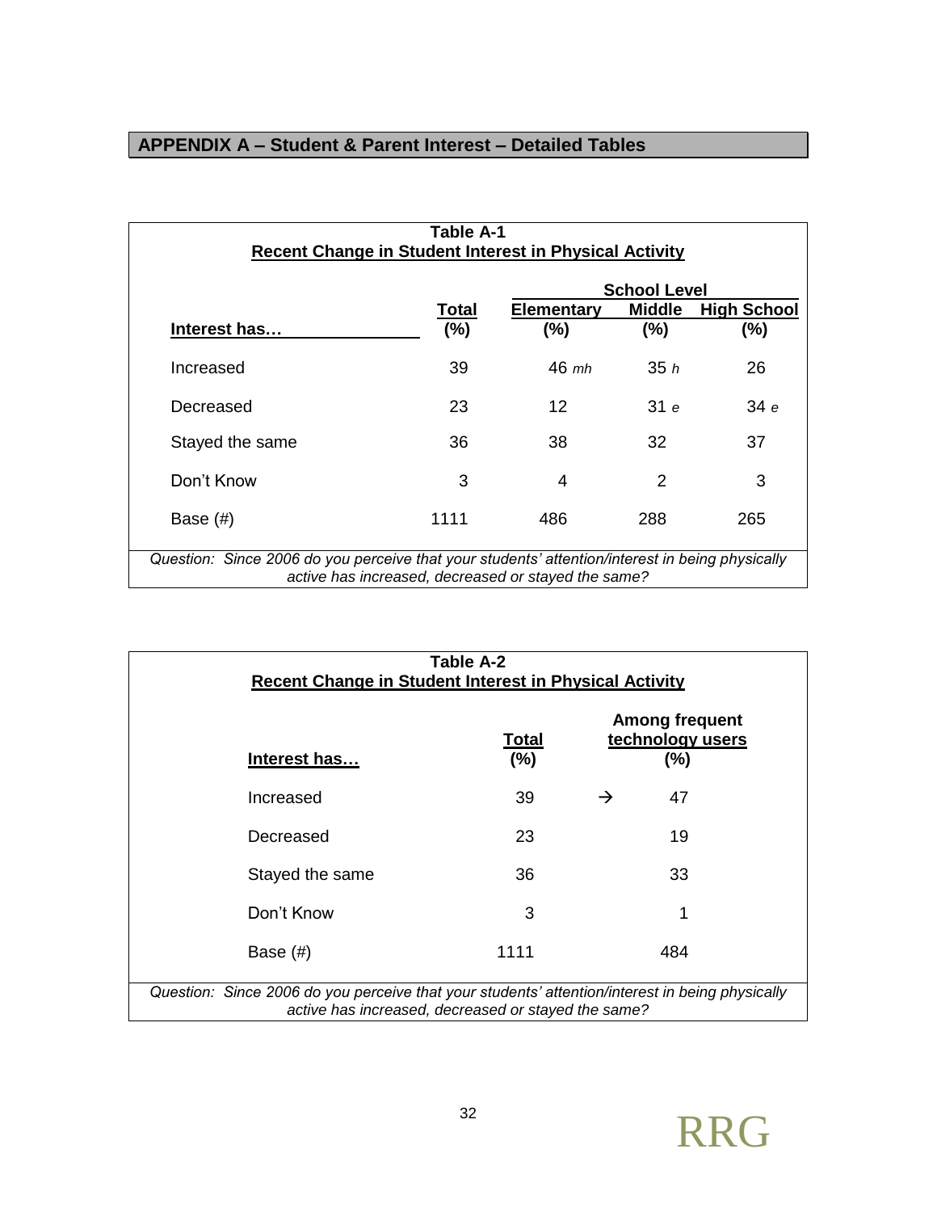## APPENDIX A – Student & Parent Interest – Detailed Tables

**Table A-1**
**Recent Change in Student Interest in Physical Activity**

| | | School Level | | |
|---|---|---|---|---|
| **Interest has…** | **Total (%)** | **Elementary (%)** | **Middle (%)** | **High School (%)** |
| Increased | 39 | 46 *mh* | 35 *h* | 26 |
| Decreased | 23 | 12 | 31 *e* | 34 *e* |
| Stayed the same | 36 | 38 | 32 | 37 |
| Don't Know | 3 | 4 | 2 | 3 |
| Base (#) | 1111 | 486 | 288 | 265 |

*Question: Since 2006 do you perceive that your students' attention/interest in being physically active has increased, decreased or stayed the same?*

**Table A-2**
**Recent Change in Student Interest in Physical Activity**

| **Interest has…** | **Total (%)** | | **Among frequent technology users (%)** |
|---|---|---|---|
| Increased | 39 | → | 47 |
| Decreased | 23 | | 19 |
| Stayed the same | 36 | | 33 |
| Don't Know | 3 | | 1 |
| Base (#) | 1111 | | 484 |

*Question: Since 2006 do you perceive that your students' attention/interest in being physically active has increased, decreased or stayed the same?*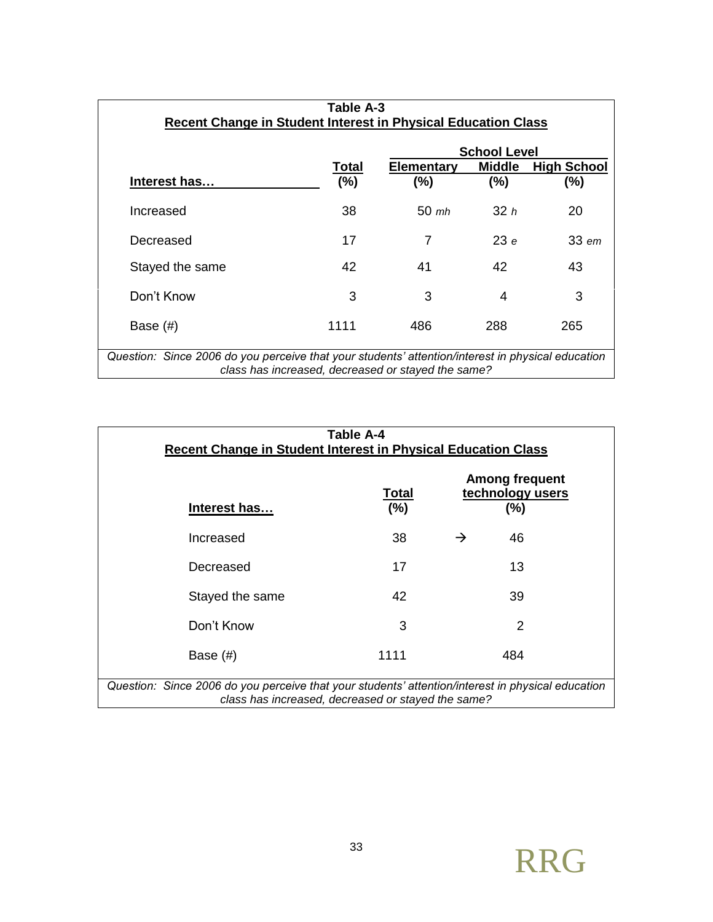**Table A-3**
**Recent Change in Student Interest in Physical Education Class**

| | | School Level | | |
|---|---|---|---|---|
| **Interest has…** | **Total (%)** | **Elementary (%)** | **Middle (%)** | **High School (%)** |
| Increased | 38 | 50 *mh* | 32 *h* | 20 |
| Decreased | 17 | 7 | 23 *e* | 33 *em* |
| Stayed the same | 42 | 41 | 42 | 43 |
| Don't Know | 3 | 3 | 4 | 3 |
| Base (#) | 1111 | 486 | 288 | 265 |

*Question: Since 2006 do you perceive that your students' attention/interest in physical education class has increased, decreased or stayed the same?*

**Table A-4**
**Recent Change in Student Interest in Physical Education Class**

| **Interest has…** | **Total (%)** | | **Among frequent technology users (%)** |
|---|---|---|---|
| Increased | 38 | → | 46 |
| Decreased | 17 | | 13 |
| Stayed the same | 42 | | 39 |
| Don't Know | 3 | | 2 |
| Base (#) | 1111 | | 484 |

*Question: Since 2006 do you perceive that your students' attention/interest in physical education class has increased, decreased or stayed the same?*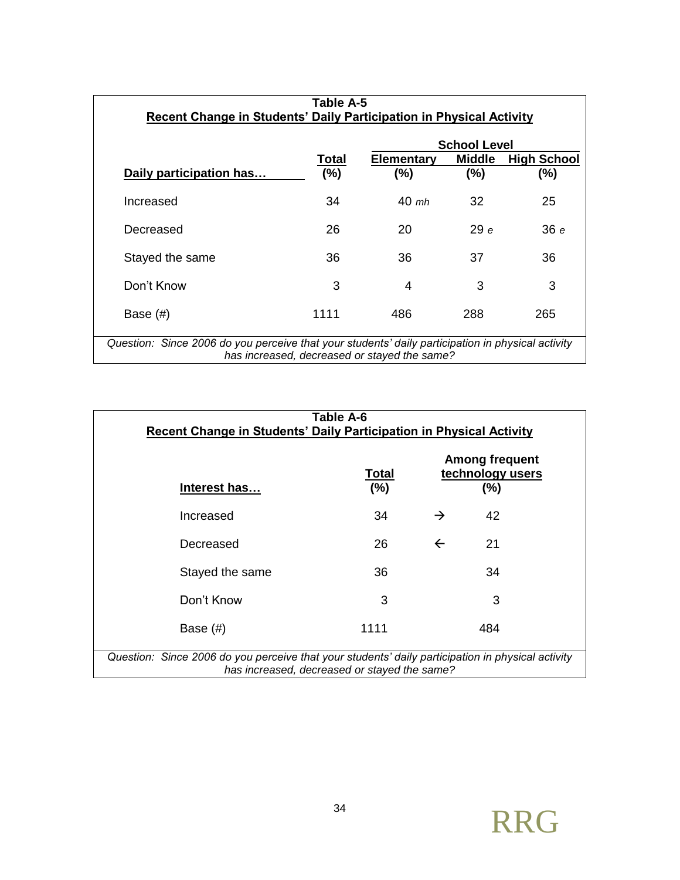**Table A-5**

**Recent Change in Students' Daily Participation in Physical Activity**

| Daily participation has… | Total (%) | School Level Elementary (%) | Middle (%) | High School (%) |
|---|---|---|---|---|
| Increased | 34 | 40 *mh* | 32 | 25 |
| Decreased | 26 | 20 | 29 *e* | 36 *e* |
| Stayed the same | 36 | 36 | 37 | 36 |
| Don't Know | 3 | 4 | 3 | 3 |
| Base (#) | 1111 | 486 | 288 | 265 |

*Question: Since 2006 do you perceive that your students' daily participation in physical activity has increased, decreased or stayed the same?*

**Table A-6**

**Recent Change in Students' Daily Participation in Physical Activity**

| Interest has… | Total (%) | | Among frequent technology users (%) |
|---|---|---|---|
| Increased | 34 | → | 42 |
| Decreased | 26 | ← | 21 |
| Stayed the same | 36 | | 34 |
| Don't Know | 3 | | 3 |
| Base (#) | 1111 | | 484 |

*Question: Since 2006 do you perceive that your students' daily participation in physical activity has increased, decreased or stayed the same?*

RRG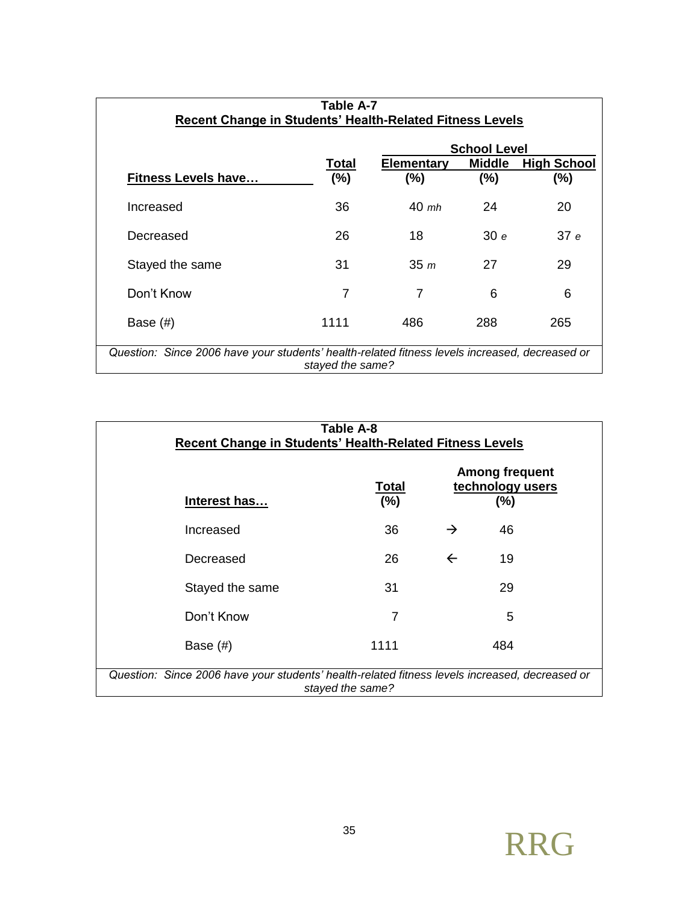**Table A-7**
**Recent Change in Students' Health-Related Fitness Levels**

| Fitness Levels have… | Total (%) | School Level: Elementary (%) | Middle (%) | High School (%) |
|---|---|---|---|---|
| Increased | 36 | 40 *mh* | 24 | 20 |
| Decreased | 26 | 18 | 30 *e* | 37 *e* |
| Stayed the same | 31 | 35 *m* | 27 | 29 |
| Don't Know | 7 | 7 | 6 | 6 |
| Base (#) | 1111 | 486 | 288 | 265 |

*Question: Since 2006 have your students' health-related fitness levels increased, decreased or stayed the same?*

**Table A-8**
**Recent Change in Students' Health-Related Fitness Levels**

| Interest has… | Total (%) | | Among frequent technology users (%) |
|---|---|---|---|
| Increased | 36 | → | 46 |
| Decreased | 26 | ← | 19 |
| Stayed the same | 31 | | 29 |
| Don't Know | 7 | | 5 |
| Base (#) | 1111 | | 484 |

*Question: Since 2006 have your students' health-related fitness levels increased, decreased or stayed the same?*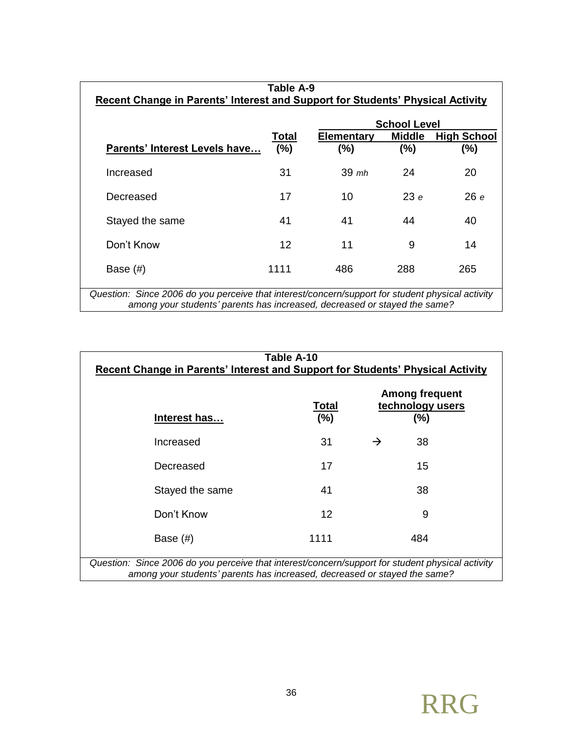**Table A-9**

**Recent Change in Parents' Interest and Support for Students' Physical Activity**

| Parents' Interest Levels have… | Total (%) | School Level: Elementary (%) | Middle (%) | High School (%) |
|---|---|---|---|---|
| Increased | 31 | 39 *mh* | 24 | 20 |
| Decreased | 17 | 10 | 23 *e* | 26 *e* |
| Stayed the same | 41 | 41 | 44 | 40 |
| Don't Know | 12 | 11 | 9 | 14 |
| Base (#) | 1111 | 486 | 288 | 265 |

*Question: Since 2006 do you perceive that interest/concern/support for student physical activity among your students' parents has increased, decreased or stayed the same?*

**Table A-10**

**Recent Change in Parents' Interest and Support for Students' Physical Activity**

| Interest has… | Total (%) | | Among frequent technology users (%) |
|---|---|---|---|
| Increased | 31 | → | 38 |
| Decreased | 17 | | 15 |
| Stayed the same | 41 | | 38 |
| Don't Know | 12 | | 9 |
| Base (#) | 1111 | | 484 |

*Question: Since 2006 do you perceive that interest/concern/support for student physical activity among your students' parents has increased, decreased or stayed the same?*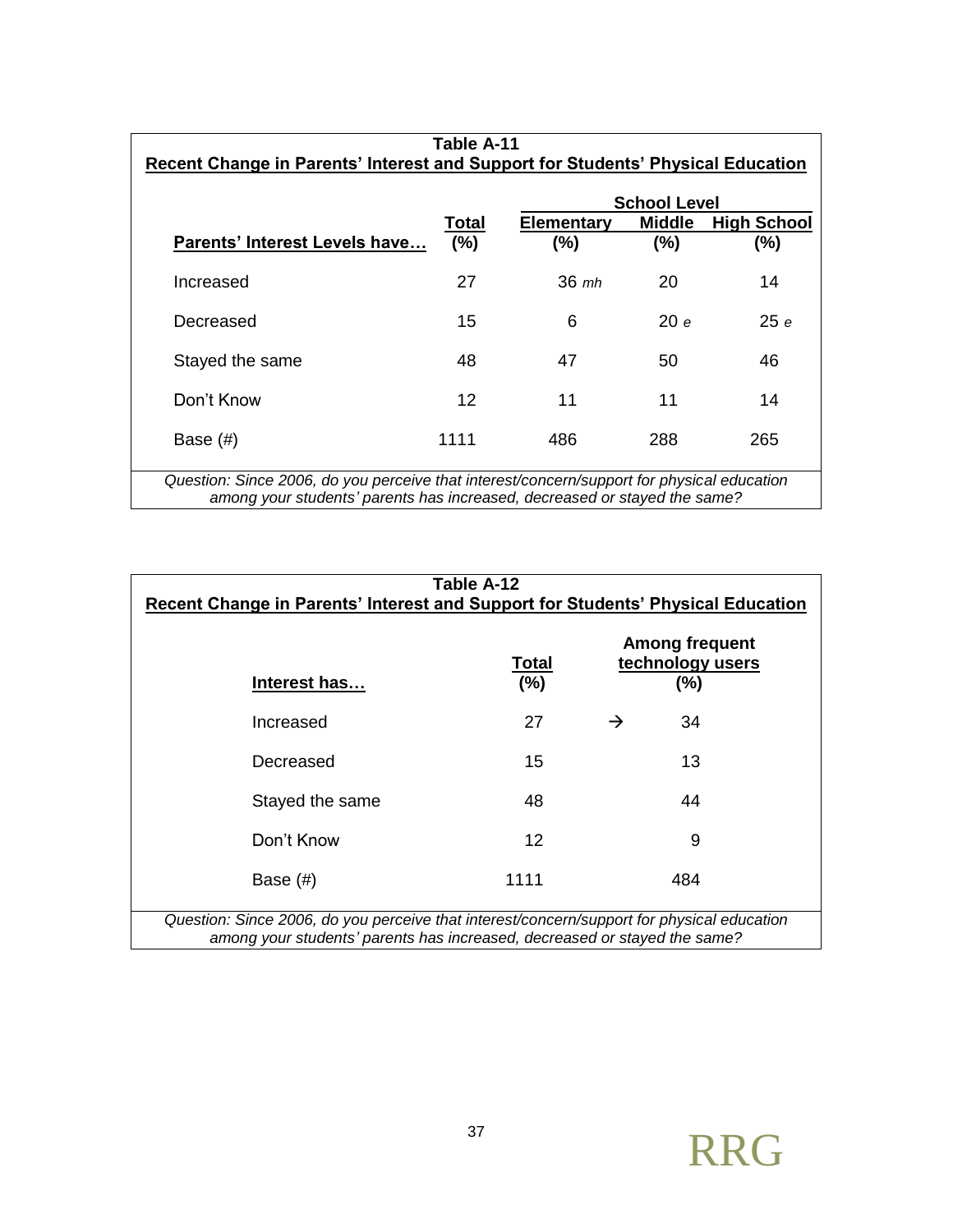**Table A-11**
**Recent Change in Parents' Interest and Support for Students' Physical Education**

| Parents' Interest Levels have… | Total (%) | School Level: Elementary (%) | School Level: Middle (%) | School Level: High School (%) |
|---|---|---|---|---|
| Increased | 27 | 36 *mh* | 20 | 14 |
| Decreased | 15 | 6 | 20 *e* | 25 *e* |
| Stayed the same | 48 | 47 | 50 | 46 |
| Don't Know | 12 | 11 | 11 | 14 |
| Base (#) | 1111 | 486 | 288 | 265 |

*Question: Since 2006, do you perceive that interest/concern/support for physical education among your students' parents has increased, decreased or stayed the same?*

**Table A-12**
**Recent Change in Parents' Interest and Support for Students' Physical Education**

| Interest has… | Total (%) | | Among frequent technology users (%) |
|---|---|---|---|
| Increased | 27 | → | 34 |
| Decreased | 15 | | 13 |
| Stayed the same | 48 | | 44 |
| Don't Know | 12 | | 9 |
| Base (#) | 1111 | | 484 |

*Question: Since 2006, do you perceive that interest/concern/support for physical education among your students' parents has increased, decreased or stayed the same?*

RRG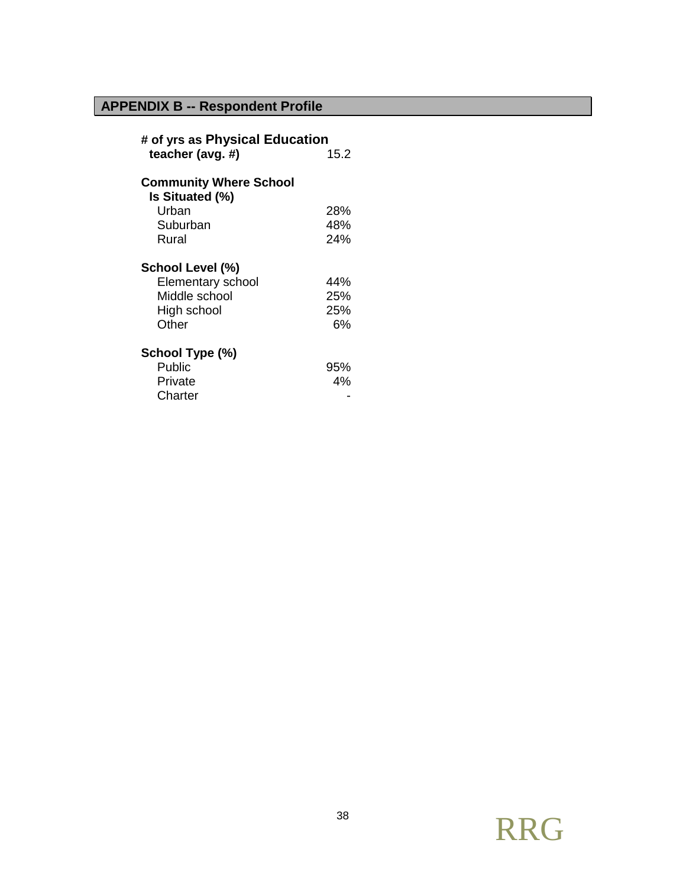## APPENDIX B -- Respondent Profile

| | |
|---|---|
| **# of yrs as Physical Education teacher (avg. #)** | 15.2 |
| | |
| **Community Where School Is Situated (%)** | |
| Urban | 28% |
| Suburban | 48% |
| Rural | 24% |
| | |
| **School Level (%)** | |
| Elementary school | 44% |
| Middle school | 25% |
| High school | 25% |
| Other | 6% |
| | |
| **School Type (%)** | |
| Public | 95% |
| Private | 4% |
| Charter | - |

RRG